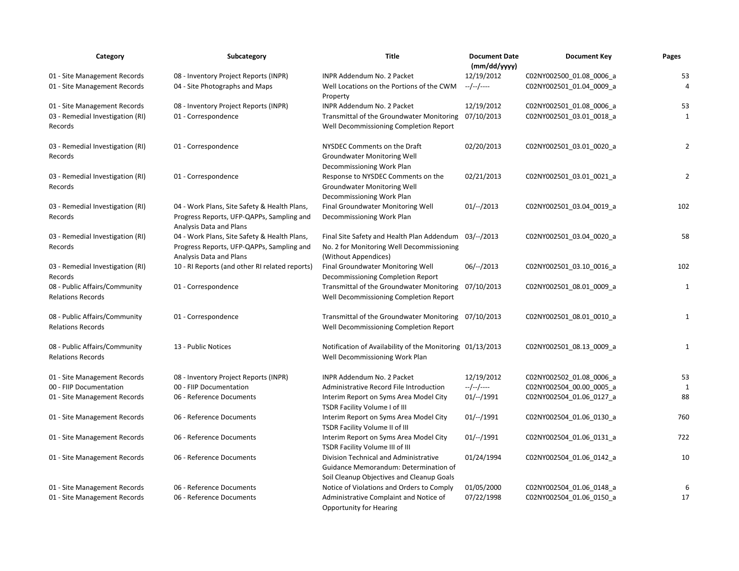| Category | Subcategory | Title | Document Date (mm/dd/yyyy) | Document Key | Pages |
|---|---|---|---|---|---|
| 01 - Site Management Records | 08 - Inventory Project Reports (INPR) | INPR Addendum No. 2 Packet | 12/19/2012 | C02NY002500_01.08_0006_a | 53 |
| 01 - Site Management Records | 04 - Site Photographs and Maps | Well Locations on the Portions of the CWM Property | --/--/---- | C02NY002501_01.04_0009_a | 4 |
| 01 - Site Management Records | 08 - Inventory Project Reports (INPR) | INPR Addendum No. 2 Packet | 12/19/2012 | C02NY002501_01.08_0006_a | 53 |
| 03 - Remedial Investigation (RI) Records | 01 - Correspondence | Transmittal of the Groundwater Monitoring Well Decommissioning Completion Report | 07/10/2013 | C02NY002501_03.01_0018_a | 1 |
| 03 - Remedial Investigation (RI) Records | 01 - Correspondence | NYSDEC Comments on the Draft Groundwater Monitoring Well Decommissioning Work Plan | 02/20/2013 | C02NY002501_03.01_0020_a | 2 |
| 03 - Remedial Investigation (RI) Records | 01 - Correspondence | Response to NYSDEC Comments on the Groundwater Monitoring Well Decommissioning Work Plan | 02/21/2013 | C02NY002501_03.01_0021_a | 2 |
| 03 - Remedial Investigation (RI) Records | 04 - Work Plans, Site Safety & Health Plans, Progress Reports, UFP-QAPPs, Sampling and Analysis Data and Plans | Final Groundwater Monitoring Well Decommissioning Work Plan | 01/--/2013 | C02NY002501_03.04_0019_a | 102 |
| 03 - Remedial Investigation (RI) Records | 04 - Work Plans, Site Safety & Health Plans, Progress Reports, UFP-QAPPs, Sampling and Analysis Data and Plans | Final Site Safety and Health Plan Addendum No. 2 for Monitoring Well Decommissioning (Without Appendices) | 03/--/2013 | C02NY002501_03.04_0020_a | 58 |
| 03 - Remedial Investigation (RI) Records | 10 - RI Reports (and other RI related reports) | Final Groundwater Monitoring Well Decommissioning Completion Report | 06/--/2013 | C02NY002501_03.10_0016_a | 102 |
| 08 - Public Affairs/Community Relations Records | 01 - Correspondence | Transmittal of the Groundwater Monitoring Well Decommissioning Completion Report | 07/10/2013 | C02NY002501_08.01_0009_a | 1 |
| 08 - Public Affairs/Community Relations Records | 01 - Correspondence | Transmittal of the Groundwater Monitoring Well Decommissioning Completion Report | 07/10/2013 | C02NY002501_08.01_0010_a | 1 |
| 08 - Public Affairs/Community Relations Records | 13 - Public Notices | Notification of Availability of the Monitoring Well Decommissioning Work Plan | 01/13/2013 | C02NY002501_08.13_0009_a | 1 |
| 01 - Site Management Records | 08 - Inventory Project Reports (INPR) | INPR Addendum No. 2 Packet | 12/19/2012 | C02NY002502_01.08_0006_a | 53 |
| 00 - FIIP Documentation | 00 - FIIP Documentation | Administrative Record File Introduction | --/--/---- | C02NY002504_00.00_0005_a | 1 |
| 01 - Site Management Records | 06 - Reference Documents | Interim Report on Syms Area Model City TSDR Facility Volume I of III | 01/--/1991 | C02NY002504_01.06_0127_a | 88 |
| 01 - Site Management Records | 06 - Reference Documents | Interim Report on Syms Area Model City TSDR Facility Volume II of III | 01/--/1991 | C02NY002504_01.06_0130_a | 760 |
| 01 - Site Management Records | 06 - Reference Documents | Interim Report on Syms Area Model City TSDR Facility Volume III of III | 01/--/1991 | C02NY002504_01.06_0131_a | 722 |
| 01 - Site Management Records | 06 - Reference Documents | Division Technical and Administrative Guidance Memorandum: Determination of Soil Cleanup Objectives and Cleanup Goals | 01/24/1994 | C02NY002504_01.06_0142_a | 10 |
| 01 - Site Management Records | 06 - Reference Documents | Notice of Violations and Orders to Comply | 01/05/2000 | C02NY002504_01.06_0148_a | 6 |
| 01 - Site Management Records | 06 - Reference Documents | Administrative Complaint and Notice of Opportunity for Hearing | 07/22/1998 | C02NY002504_01.06_0150_a | 17 |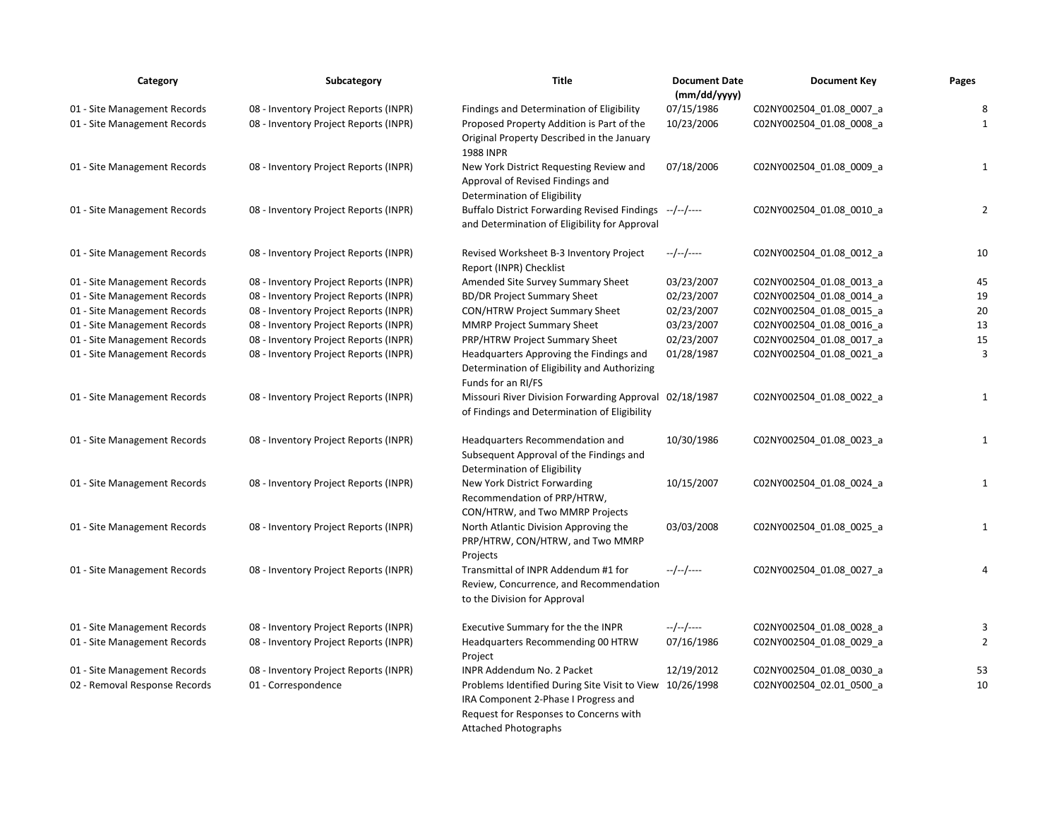| Category | Subcategory | Title | Document Date (mm/dd/yyyy) | Document Key | Pages |
|---|---|---|---|---|---|
| 01 - Site Management Records | 08 - Inventory Project Reports (INPR) | Findings and Determination of Eligibility | 07/15/1986 | C02NY002504_01.08_0007_a | 8 |
| 01 - Site Management Records | 08 - Inventory Project Reports (INPR) | Proposed Property Addition is Part of the Original Property Described in the January 1988 INPR | 10/23/2006 | C02NY002504_01.08_0008_a | 1 |
| 01 - Site Management Records | 08 - Inventory Project Reports (INPR) | New York District Requesting Review and Approval of Revised Findings and Determination of Eligibility | 07/18/2006 | C02NY002504_01.08_0009_a | 1 |
| 01 - Site Management Records | 08 - Inventory Project Reports (INPR) | Buffalo District Forwarding Revised Findings and Determination of Eligibility for Approval | --/--/---- | C02NY002504_01.08_0010_a | 2 |
| 01 - Site Management Records | 08 - Inventory Project Reports (INPR) | Revised Worksheet B-3 Inventory Project Report (INPR) Checklist | --/--/---- | C02NY002504_01.08_0012_a | 10 |
| 01 - Site Management Records | 08 - Inventory Project Reports (INPR) | Amended Site Survey Summary Sheet | 03/23/2007 | C02NY002504_01.08_0013_a | 45 |
| 01 - Site Management Records | 08 - Inventory Project Reports (INPR) | BD/DR Project Summary Sheet | 02/23/2007 | C02NY002504_01.08_0014_a | 19 |
| 01 - Site Management Records | 08 - Inventory Project Reports (INPR) | CON/HTRW Project Summary Sheet | 02/23/2007 | C02NY002504_01.08_0015_a | 20 |
| 01 - Site Management Records | 08 - Inventory Project Reports (INPR) | MMRP Project Summary Sheet | 03/23/2007 | C02NY002504_01.08_0016_a | 13 |
| 01 - Site Management Records | 08 - Inventory Project Reports (INPR) | PRP/HTRW Project Summary Sheet | 02/23/2007 | C02NY002504_01.08_0017_a | 15 |
| 01 - Site Management Records | 08 - Inventory Project Reports (INPR) | Headquarters Approving the Findings and Determination of Eligibility and Authorizing Funds for an RI/FS | 01/28/1987 | C02NY002504_01.08_0021_a | 3 |
| 01 - Site Management Records | 08 - Inventory Project Reports (INPR) | Missouri River Division Forwarding Approval of Findings and Determination of Eligibility | 02/18/1987 | C02NY002504_01.08_0022_a | 1 |
| 01 - Site Management Records | 08 - Inventory Project Reports (INPR) | Headquarters Recommendation and Subsequent Approval of the Findings and Determination of Eligibility | 10/30/1986 | C02NY002504_01.08_0023_a | 1 |
| 01 - Site Management Records | 08 - Inventory Project Reports (INPR) | New York District Forwarding Recommendation of PRP/HTRW, CON/HTRW, and Two MMRP Projects | 10/15/2007 | C02NY002504_01.08_0024_a | 1 |
| 01 - Site Management Records | 08 - Inventory Project Reports (INPR) | North Atlantic Division Approving the PRP/HTRW, CON/HTRW, and Two MMRP Projects | 03/03/2008 | C02NY002504_01.08_0025_a | 1 |
| 01 - Site Management Records | 08 - Inventory Project Reports (INPR) | Transmittal of INPR Addendum #1 for Review, Concurrence, and Recommendation to the Division for Approval | --/--/---- | C02NY002504_01.08_0027_a | 4 |
| 01 - Site Management Records | 08 - Inventory Project Reports (INPR) | Executive Summary for the the INPR | --/--/---- | C02NY002504_01.08_0028_a | 3 |
| 01 - Site Management Records | 08 - Inventory Project Reports (INPR) | Headquarters Recommending 00 HTRW Project | 07/16/1986 | C02NY002504_01.08_0029_a | 2 |
| 01 - Site Management Records | 08 - Inventory Project Reports (INPR) | INPR Addendum No. 2 Packet | 12/19/2012 | C02NY002504_01.08_0030_a | 53 |
| 02 - Removal Response Records | 01 - Correspondence | Problems Identified During Site Visit to View IRA Component 2-Phase I Progress and Request for Responses to Concerns with Attached Photographs | 10/26/1998 | C02NY002504_02.01_0500_a | 10 |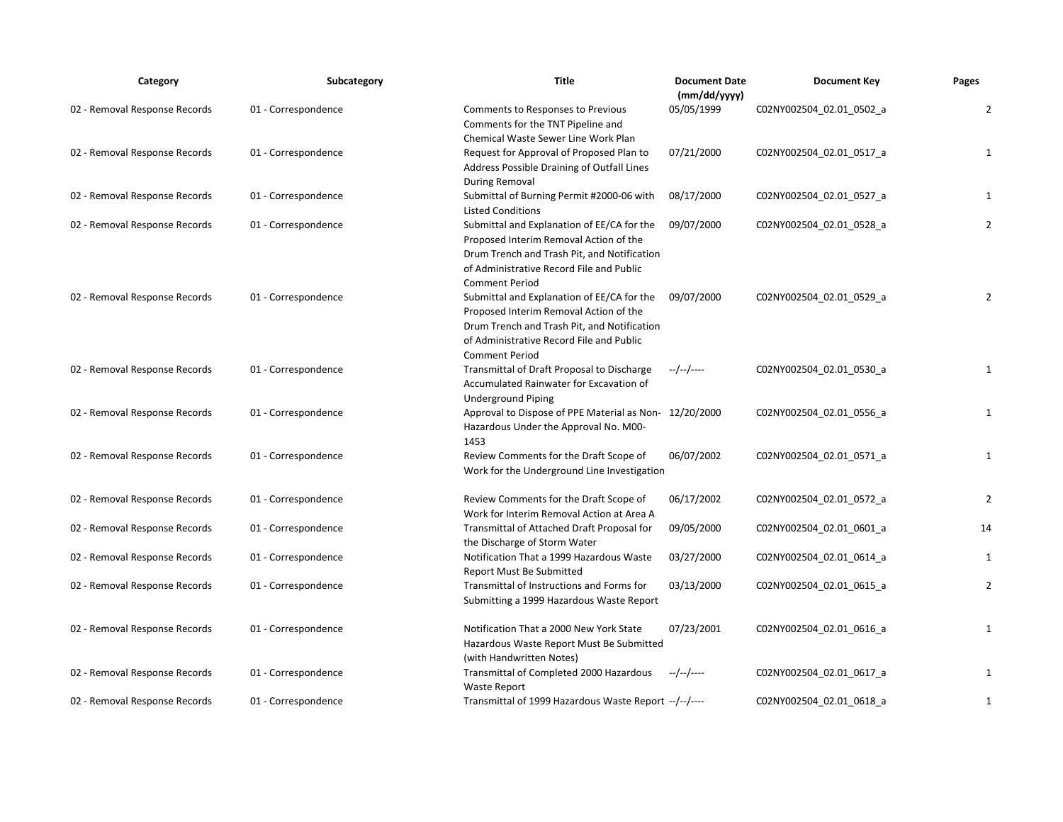| Category | Subcategory | Title | Document Date (mm/dd/yyyy) | Document Key | Pages |
|---|---|---|---|---|---|
| 02 - Removal Response Records | 01 - Correspondence | Comments to Responses to Previous Comments for the TNT Pipeline and Chemical Waste Sewer Line Work Plan | 05/05/1999 | C02NY002504_02.01_0502_a | 2 |
| 02 - Removal Response Records | 01 - Correspondence | Request for Approval of Proposed Plan to Address Possible Draining of Outfall Lines During Removal | 07/21/2000 | C02NY002504_02.01_0517_a | 1 |
| 02 - Removal Response Records | 01 - Correspondence | Submittal of Burning Permit #2000-06 with Listed Conditions | 08/17/2000 | C02NY002504_02.01_0527_a | 1 |
| 02 - Removal Response Records | 01 - Correspondence | Submittal and Explanation of EE/CA for the Proposed Interim Removal Action of the Drum Trench and Trash Pit, and Notification of Administrative Record File and Public Comment Period | 09/07/2000 | C02NY002504_02.01_0528_a | 2 |
| 02 - Removal Response Records | 01 - Correspondence | Submittal and Explanation of EE/CA for the Proposed Interim Removal Action of the Drum Trench and Trash Pit, and Notification of Administrative Record File and Public Comment Period | 09/07/2000 | C02NY002504_02.01_0529_a | 2 |
| 02 - Removal Response Records | 01 - Correspondence | Transmittal of Draft Proposal to Discharge Accumulated Rainwater for Excavation of Underground Piping | --/--/---- | C02NY002504_02.01_0530_a | 1 |
| 02 - Removal Response Records | 01 - Correspondence | Approval to Dispose of PPE Material as Non-Hazardous Under the Approval No. M00-1453 | 12/20/2000 | C02NY002504_02.01_0556_a | 1 |
| 02 - Removal Response Records | 01 - Correspondence | Review Comments for the Draft Scope of Work for the Underground Line Investigation | 06/07/2002 | C02NY002504_02.01_0571_a | 1 |
| 02 - Removal Response Records | 01 - Correspondence | Review Comments for the Draft Scope of Work for Interim Removal Action at Area A | 06/17/2002 | C02NY002504_02.01_0572_a | 2 |
| 02 - Removal Response Records | 01 - Correspondence | Transmittal of Attached Draft Proposal for the Discharge of Storm Water | 09/05/2000 | C02NY002504_02.01_0601_a | 14 |
| 02 - Removal Response Records | 01 - Correspondence | Notification That a 1999 Hazardous Waste Report Must Be Submitted | 03/27/2000 | C02NY002504_02.01_0614_a | 1 |
| 02 - Removal Response Records | 01 - Correspondence | Transmittal of Instructions and Forms for Submitting a 1999 Hazardous Waste Report | 03/13/2000 | C02NY002504_02.01_0615_a | 2 |
| 02 - Removal Response Records | 01 - Correspondence | Notification That a 2000 New York State Hazardous Waste Report Must Be Submitted (with Handwritten Notes) | 07/23/2001 | C02NY002504_02.01_0616_a | 1 |
| 02 - Removal Response Records | 01 - Correspondence | Transmittal of Completed 2000 Hazardous Waste Report | --/--/---- | C02NY002504_02.01_0617_a | 1 |
| 02 - Removal Response Records | 01 - Correspondence | Transmittal of 1999 Hazardous Waste Report | --/--/---- | C02NY002504_02.01_0618_a | 1 |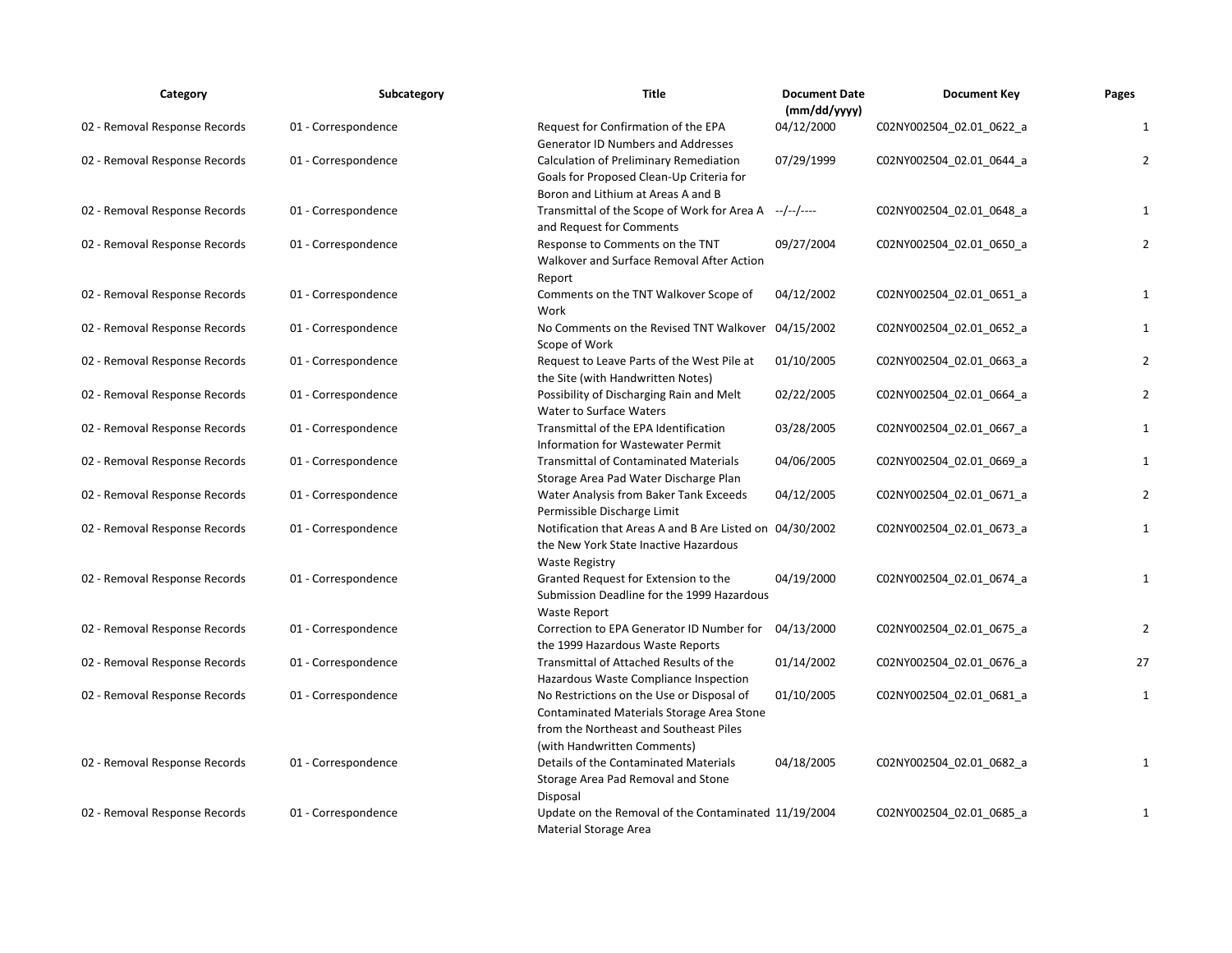| Category | Subcategory | Title | Document Date (mm/dd/yyyy) | Document Key | Pages |
|---|---|---|---|---|---|
| 02 - Removal Response Records | 01 - Correspondence | Request for Confirmation of the EPA Generator ID Numbers and Addresses | 04/12/2000 | C02NY002504_02.01_0622_a | 1 |
| 02 - Removal Response Records | 01 - Correspondence | Calculation of Preliminary Remediation Goals for Proposed Clean-Up Criteria for Boron and Lithium at Areas A and B | 07/29/1999 | C02NY002504_02.01_0644_a | 2 |
| 02 - Removal Response Records | 01 - Correspondence | Transmittal of the Scope of Work for Area A and Request for Comments | --/--/---- | C02NY002504_02.01_0648_a | 1 |
| 02 - Removal Response Records | 01 - Correspondence | Response to Comments on the TNT Walkover and Surface Removal After Action Report | 09/27/2004 | C02NY002504_02.01_0650_a | 2 |
| 02 - Removal Response Records | 01 - Correspondence | Comments on the TNT Walkover Scope of Work | 04/12/2002 | C02NY002504_02.01_0651_a | 1 |
| 02 - Removal Response Records | 01 - Correspondence | No Comments on the Revised TNT Walkover Scope of Work | 04/15/2002 | C02NY002504_02.01_0652_a | 1 |
| 02 - Removal Response Records | 01 - Correspondence | Request to Leave Parts of the West Pile at the Site (with Handwritten Notes) | 01/10/2005 | C02NY002504_02.01_0663_a | 2 |
| 02 - Removal Response Records | 01 - Correspondence | Possibility of Discharging Rain and Melt Water to Surface Waters | 02/22/2005 | C02NY002504_02.01_0664_a | 2 |
| 02 - Removal Response Records | 01 - Correspondence | Transmittal of the EPA Identification Information for Wastewater Permit | 03/28/2005 | C02NY002504_02.01_0667_a | 1 |
| 02 - Removal Response Records | 01 - Correspondence | Transmittal of Contaminated Materials Storage Area Pad Water Discharge Plan | 04/06/2005 | C02NY002504_02.01_0669_a | 1 |
| 02 - Removal Response Records | 01 - Correspondence | Water Analysis from Baker Tank Exceeds Permissible Discharge Limit | 04/12/2005 | C02NY002504_02.01_0671_a | 2 |
| 02 - Removal Response Records | 01 - Correspondence | Notification that Areas A and B Are Listed on the New York State Inactive Hazardous Waste Registry | 04/30/2002 | C02NY002504_02.01_0673_a | 1 |
| 02 - Removal Response Records | 01 - Correspondence | Granted Request for Extension to the Submission Deadline for the 1999 Hazardous Waste Report | 04/19/2000 | C02NY002504_02.01_0674_a | 1 |
| 02 - Removal Response Records | 01 - Correspondence | Correction to EPA Generator ID Number for the 1999 Hazardous Waste Reports | 04/13/2000 | C02NY002504_02.01_0675_a | 2 |
| 02 - Removal Response Records | 01 - Correspondence | Transmittal of Attached Results of the Hazardous Waste Compliance Inspection | 01/14/2002 | C02NY002504_02.01_0676_a | 27 |
| 02 - Removal Response Records | 01 - Correspondence | No Restrictions on the Use or Disposal of Contaminated Materials Storage Area Stone from the Northeast and Southeast Piles (with Handwritten Comments) | 01/10/2005 | C02NY002504_02.01_0681_a | 1 |
| 02 - Removal Response Records | 01 - Correspondence | Details of the Contaminated Materials Storage Area Pad Removal and Stone Disposal | 04/18/2005 | C02NY002504_02.01_0682_a | 1 |
| 02 - Removal Response Records | 01 - Correspondence | Update on the Removal of the Contaminated Material Storage Area | 11/19/2004 | C02NY002504_02.01_0685_a | 1 |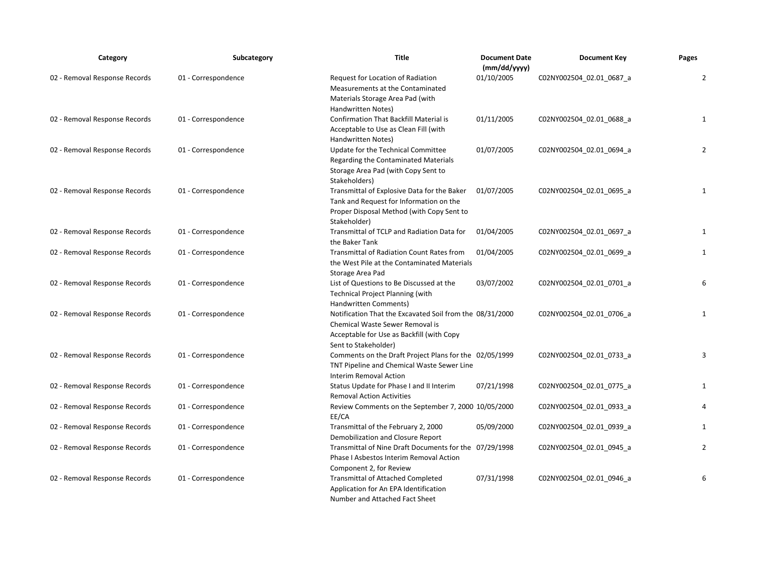| Category | Subcategory | Title | Document Date (mm/dd/yyyy) | Document Key | Pages |
|---|---|---|---|---|---|
| 02 - Removal Response Records | 01 - Correspondence | Request for Location of Radiation Measurements at the Contaminated Materials Storage Area Pad (with Handwritten Notes) | 01/10/2005 | C02NY002504_02.01_0687_a | 2 |
| 02 - Removal Response Records | 01 - Correspondence | Confirmation That Backfill Material is Acceptable to Use as Clean Fill (with Handwritten Notes) | 01/11/2005 | C02NY002504_02.01_0688_a | 1 |
| 02 - Removal Response Records | 01 - Correspondence | Update for the Technical Committee Regarding the Contaminated Materials Storage Area Pad (with Copy Sent to Stakeholders) | 01/07/2005 | C02NY002504_02.01_0694_a | 2 |
| 02 - Removal Response Records | 01 - Correspondence | Transmittal of Explosive Data for the Baker Tank and Request for Information on the Proper Disposal Method (with Copy Sent to Stakeholder) | 01/07/2005 | C02NY002504_02.01_0695_a | 1 |
| 02 - Removal Response Records | 01 - Correspondence | Transmittal of TCLP and Radiation Data for the Baker Tank | 01/04/2005 | C02NY002504_02.01_0697_a | 1 |
| 02 - Removal Response Records | 01 - Correspondence | Transmittal of Radiation Count Rates from the West Pile at the Contaminated Materials Storage Area Pad | 01/04/2005 | C02NY002504_02.01_0699_a | 1 |
| 02 - Removal Response Records | 01 - Correspondence | List of Questions to Be Discussed at the Technical Project Planning (with Handwritten Comments) | 03/07/2002 | C02NY002504_02.01_0701_a | 6 |
| 02 - Removal Response Records | 01 - Correspondence | Notification That the Excavated Soil from the Chemical Waste Sewer Removal is Acceptable for Use as Backfill (with Copy Sent to Stakeholder) | 08/31/2000 | C02NY002504_02.01_0706_a | 1 |
| 02 - Removal Response Records | 01 - Correspondence | Comments on the Draft Project Plans for the TNT Pipeline and Chemical Waste Sewer Line Interim Removal Action | 02/05/1999 | C02NY002504_02.01_0733_a | 3 |
| 02 - Removal Response Records | 01 - Correspondence | Status Update for Phase I and II Interim Removal Action Activities | 07/21/1998 | C02NY002504_02.01_0775_a | 1 |
| 02 - Removal Response Records | 01 - Correspondence | Review Comments on the September 7, 2000 EE/CA | 10/05/2000 | C02NY002504_02.01_0933_a | 4 |
| 02 - Removal Response Records | 01 - Correspondence | Transmittal of the February 2, 2000 Demobilization and Closure Report | 05/09/2000 | C02NY002504_02.01_0939_a | 1 |
| 02 - Removal Response Records | 01 - Correspondence | Transmittal of Nine Draft Documents for the Phase I Asbestos Interim Removal Action Component 2, for Review | 07/29/1998 | C02NY002504_02.01_0945_a | 2 |
| 02 - Removal Response Records | 01 - Correspondence | Transmittal of Attached Completed Application for An EPA Identification Number and Attached Fact Sheet | 07/31/1998 | C02NY002504_02.01_0946_a | 6 |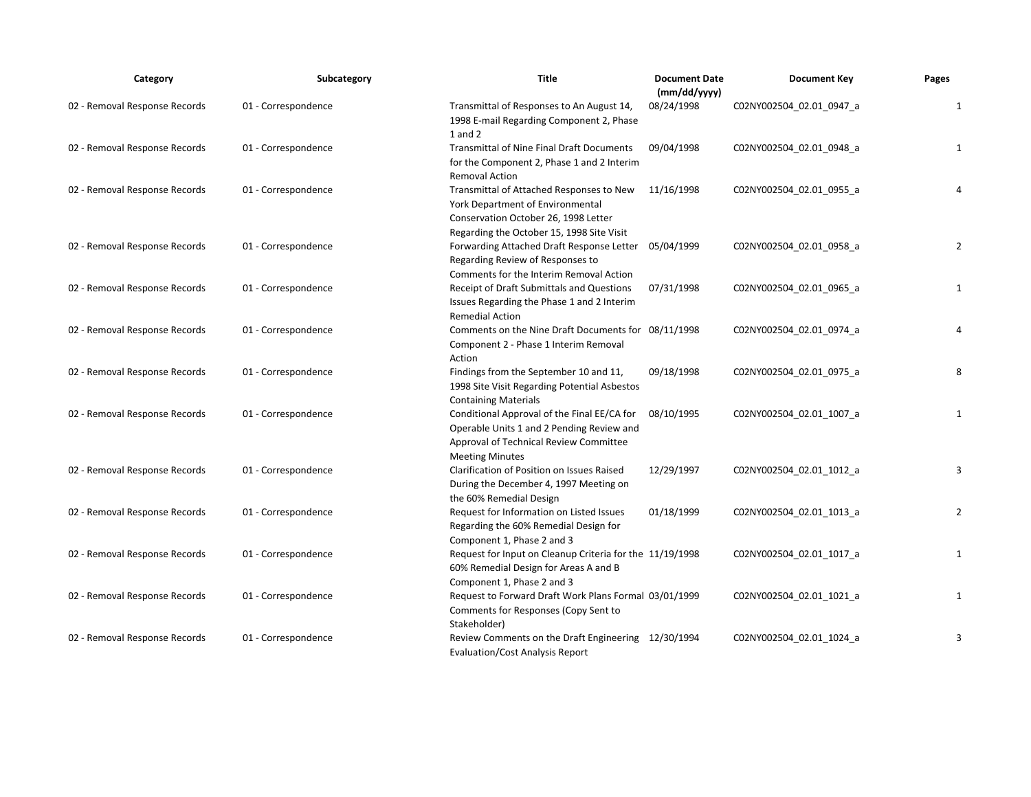| Category | Subcategory | Title | Document Date (mm/dd/yyyy) | Document Key | Pages |
| --- | --- | --- | --- | --- | --- |
| 02 - Removal Response Records | 01 - Correspondence | Transmittal of Responses to An August 14, 1998 E-mail Regarding Component 2, Phase 1 and 2 | 08/24/1998 | C02NY002504_02.01_0947_a | 1 |
| 02 - Removal Response Records | 01 - Correspondence | Transmittal of Nine Final Draft Documents for the Component 2, Phase 1 and 2 Interim Removal Action | 09/04/1998 | C02NY002504_02.01_0948_a | 1 |
| 02 - Removal Response Records | 01 - Correspondence | Transmittal of Attached Responses to New York Department of Environmental Conservation October 26, 1998 Letter Regarding the October 15, 1998 Site Visit | 11/16/1998 | C02NY002504_02.01_0955_a | 4 |
| 02 - Removal Response Records | 01 - Correspondence | Forwarding Attached Draft Response Letter Regarding Review of Responses to Comments for the Interim Removal Action | 05/04/1999 | C02NY002504_02.01_0958_a | 2 |
| 02 - Removal Response Records | 01 - Correspondence | Receipt of Draft Submittals and Questions Issues Regarding the Phase 1 and 2 Interim Remedial Action | 07/31/1998 | C02NY002504_02.01_0965_a | 1 |
| 02 - Removal Response Records | 01 - Correspondence | Comments on the Nine Draft Documents for Component 2 - Phase 1 Interim Removal Action | 08/11/1998 | C02NY002504_02.01_0974_a | 4 |
| 02 - Removal Response Records | 01 - Correspondence | Findings from the September 10 and 11, 1998 Site Visit Regarding Potential Asbestos Containing Materials | 09/18/1998 | C02NY002504_02.01_0975_a | 8 |
| 02 - Removal Response Records | 01 - Correspondence | Conditional Approval of the Final EE/CA for Operable Units 1 and 2 Pending Review and Approval of Technical Review Committee Meeting Minutes | 08/10/1995 | C02NY002504_02.01_1007_a | 1 |
| 02 - Removal Response Records | 01 - Correspondence | Clarification of Position on Issues Raised During the December 4, 1997 Meeting on the 60% Remedial Design | 12/29/1997 | C02NY002504_02.01_1012_a | 3 |
| 02 - Removal Response Records | 01 - Correspondence | Request for Information on Listed Issues Regarding the 60% Remedial Design for Component 1, Phase 2 and 3 | 01/18/1999 | C02NY002504_02.01_1013_a | 2 |
| 02 - Removal Response Records | 01 - Correspondence | Request for Input on Cleanup Criteria for the 60% Remedial Design for Areas A and B Component 1, Phase 2 and 3 | 11/19/1998 | C02NY002504_02.01_1017_a | 1 |
| 02 - Removal Response Records | 01 - Correspondence | Request to Forward Draft Work Plans Formal Comments for Responses (Copy Sent to Stakeholder) | 03/01/1999 | C02NY002504_02.01_1021_a | 1 |
| 02 - Removal Response Records | 01 - Correspondence | Review Comments on the Draft Engineering Evaluation/Cost Analysis Report | 12/30/1994 | C02NY002504_02.01_1024_a | 3 |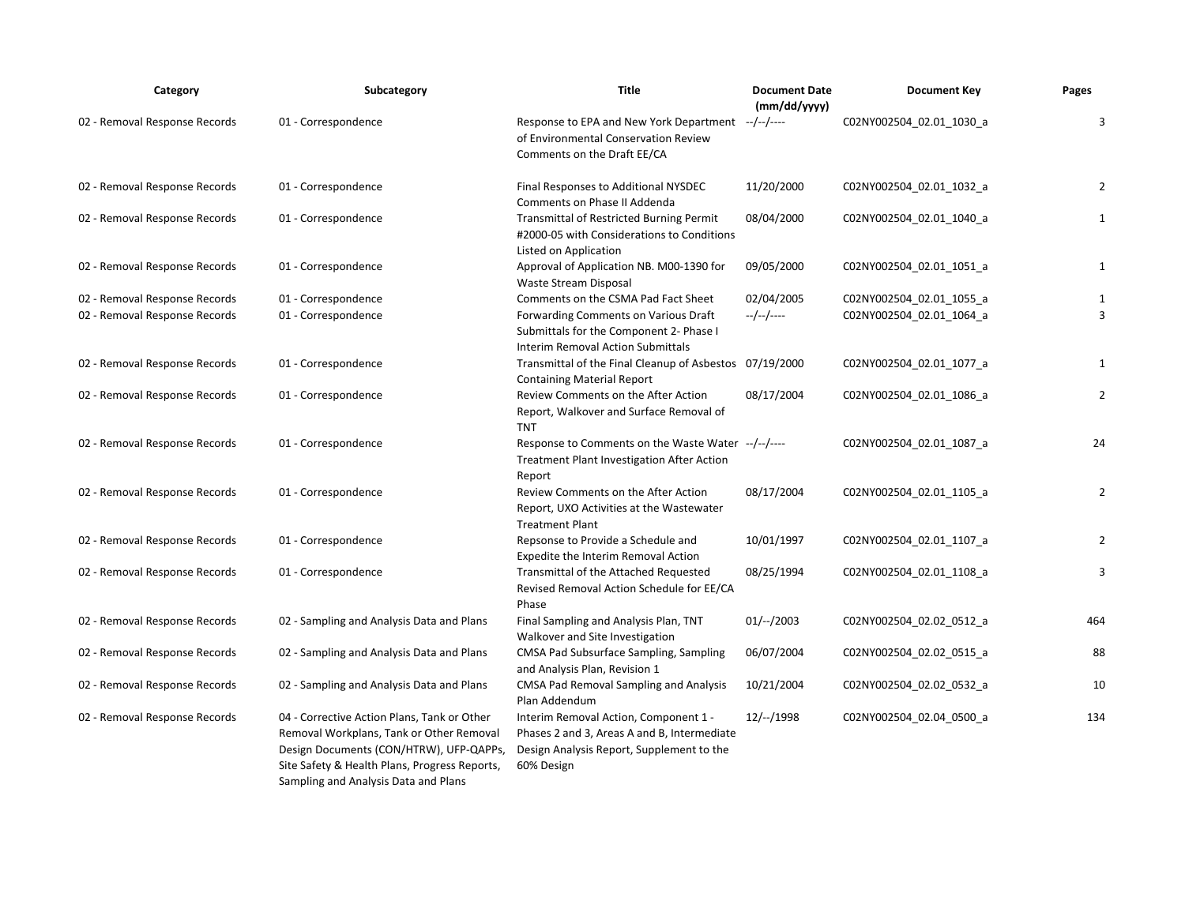| Category | Subcategory | Title | Document Date (mm/dd/yyyy) | Document Key | Pages |
|---|---|---|---|---|---|
| 02 - Removal Response Records | 01 - Correspondence | Response to EPA and New York Department of Environmental Conservation Review Comments on the Draft EE/CA | --/--/---- | C02NY002504_02.01_1030_a | 3 |
| 02 - Removal Response Records | 01 - Correspondence | Final Responses to Additional NYSDEC Comments on Phase II Addenda | 11/20/2000 | C02NY002504_02.01_1032_a | 2 |
| 02 - Removal Response Records | 01 - Correspondence | Transmittal of Restricted Burning Permit #2000-05 with Considerations to Conditions Listed on Application | 08/04/2000 | C02NY002504_02.01_1040_a | 1 |
| 02 - Removal Response Records | 01 - Correspondence | Approval of Application NB. M00-1390 for Waste Stream Disposal | 09/05/2000 | C02NY002504_02.01_1051_a | 1 |
| 02 - Removal Response Records | 01 - Correspondence | Comments on the CSMA Pad Fact Sheet | 02/04/2005 | C02NY002504_02.01_1055_a | 1 |
| 02 - Removal Response Records | 01 - Correspondence | Forwarding Comments on Various Draft Submittals for the Component 2- Phase I Interim Removal Action Submittals | --/--/---- | C02NY002504_02.01_1064_a | 3 |
| 02 - Removal Response Records | 01 - Correspondence | Transmittal of the Final Cleanup of Asbestos Containing Material Report | 07/19/2000 | C02NY002504_02.01_1077_a | 1 |
| 02 - Removal Response Records | 01 - Correspondence | Review Comments on the After Action Report, Walkover and Surface Removal of TNT | 08/17/2004 | C02NY002504_02.01_1086_a | 2 |
| 02 - Removal Response Records | 01 - Correspondence | Response to Comments on the Waste Water Treatment Plant Investigation After Action Report | --/--/---- | C02NY002504_02.01_1087_a | 24 |
| 02 - Removal Response Records | 01 - Correspondence | Review Comments on the After Action Report, UXO Activities at the Wastewater Treatment Plant | 08/17/2004 | C02NY002504_02.01_1105_a | 2 |
| 02 - Removal Response Records | 01 - Correspondence | Repsonse to Provide a Schedule and Expedite the Interim Removal Action | 10/01/1997 | C02NY002504_02.01_1107_a | 2 |
| 02 - Removal Response Records | 01 - Correspondence | Transmittal of the Attached Requested Revised Removal Action Schedule for EE/CA Phase | 08/25/1994 | C02NY002504_02.01_1108_a | 3 |
| 02 - Removal Response Records | 02 - Sampling and Analysis Data and Plans | Final Sampling and Analysis Plan, TNT Walkover and Site Investigation | 01/--/2003 | C02NY002504_02.02_0512_a | 464 |
| 02 - Removal Response Records | 02 - Sampling and Analysis Data and Plans | CMSA Pad Subsurface Sampling, Sampling and Analysis Plan, Revision 1 | 06/07/2004 | C02NY002504_02.02_0515_a | 88 |
| 02 - Removal Response Records | 02 - Sampling and Analysis Data and Plans | CMSA Pad Removal Sampling and Analysis Plan Addendum | 10/21/2004 | C02NY002504_02.02_0532_a | 10 |
| 02 - Removal Response Records | 04 - Corrective Action Plans, Tank or Other Removal Workplans, Tank or Other Removal Design Documents (CON/HTRW), UFP-QAPPs, Site Safety & Health Plans, Progress Reports, Sampling and Analysis Data and Plans | Interim Removal Action, Component 1 - Phases 2 and 3, Areas A and B, Intermediate Design Analysis Report, Supplement to the 60% Design | 12/--/1998 | C02NY002504_02.04_0500_a | 134 |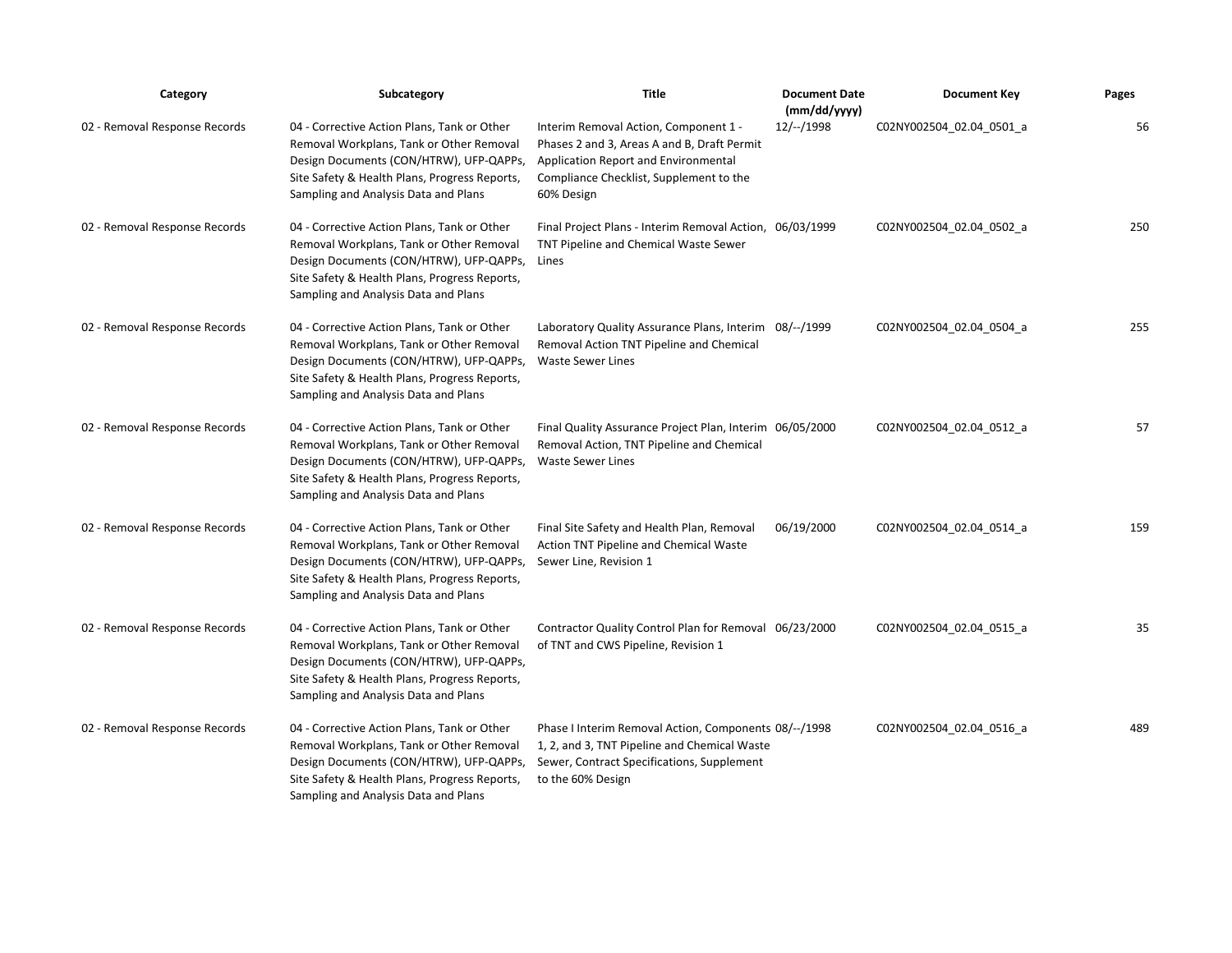| Category | Subcategory | Title | Document Date (mm/dd/yyyy) | Document Key | Pages |
|---|---|---|---|---|---|
| 02 - Removal Response Records | 04 - Corrective Action Plans, Tank or Other Removal Workplans, Tank or Other Removal Design Documents (CON/HTRW), UFP-QAPPs, Site Safety & Health Plans, Progress Reports, Sampling and Analysis Data and Plans | Interim Removal Action, Component 1 - Phases 2 and 3, Areas A and B, Draft Permit Application Report and Environmental Compliance Checklist, Supplement to the 60% Design | 12/--/1998 | C02NY002504_02.04_0501_a | 56 |
| 02 - Removal Response Records | 04 - Corrective Action Plans, Tank or Other Removal Workplans, Tank or Other Removal Design Documents (CON/HTRW), UFP-QAPPs, Site Safety & Health Plans, Progress Reports, Sampling and Analysis Data and Plans | Final Project Plans - Interim Removal Action, TNT Pipeline and Chemical Waste Sewer Lines | 06/03/1999 | C02NY002504_02.04_0502_a | 250 |
| 02 - Removal Response Records | 04 - Corrective Action Plans, Tank or Other Removal Workplans, Tank or Other Removal Design Documents (CON/HTRW), UFP-QAPPs, Site Safety & Health Plans, Progress Reports, Sampling and Analysis Data and Plans | Laboratory Quality Assurance Plans, Interim Removal Action TNT Pipeline and Chemical Waste Sewer Lines | 08/--/1999 | C02NY002504_02.04_0504_a | 255 |
| 02 - Removal Response Records | 04 - Corrective Action Plans, Tank or Other Removal Workplans, Tank or Other Removal Design Documents (CON/HTRW), UFP-QAPPs, Site Safety & Health Plans, Progress Reports, Sampling and Analysis Data and Plans | Final Quality Assurance Project Plan, Interim Removal Action, TNT Pipeline and Chemical Waste Sewer Lines | 06/05/2000 | C02NY002504_02.04_0512_a | 57 |
| 02 - Removal Response Records | 04 - Corrective Action Plans, Tank or Other Removal Workplans, Tank or Other Removal Design Documents (CON/HTRW), UFP-QAPPs, Site Safety & Health Plans, Progress Reports, Sampling and Analysis Data and Plans | Final Site Safety and Health Plan, Removal Action TNT Pipeline and Chemical Waste Sewer Line, Revision 1 | 06/19/2000 | C02NY002504_02.04_0514_a | 159 |
| 02 - Removal Response Records | 04 - Corrective Action Plans, Tank or Other Removal Workplans, Tank or Other Removal Design Documents (CON/HTRW), UFP-QAPPs, Site Safety & Health Plans, Progress Reports, Sampling and Analysis Data and Plans | Contractor Quality Control Plan for Removal of TNT and CWS Pipeline, Revision 1 | 06/23/2000 | C02NY002504_02.04_0515_a | 35 |
| 02 - Removal Response Records | 04 - Corrective Action Plans, Tank or Other Removal Workplans, Tank or Other Removal Design Documents (CON/HTRW), UFP-QAPPs, Site Safety & Health Plans, Progress Reports, Sampling and Analysis Data and Plans | Phase I Interim Removal Action, Components 1, 2, and 3, TNT Pipeline and Chemical Waste Sewer, Contract Specifications, Supplement to the 60% Design | 08/--/1998 | C02NY002504_02.04_0516_a | 489 |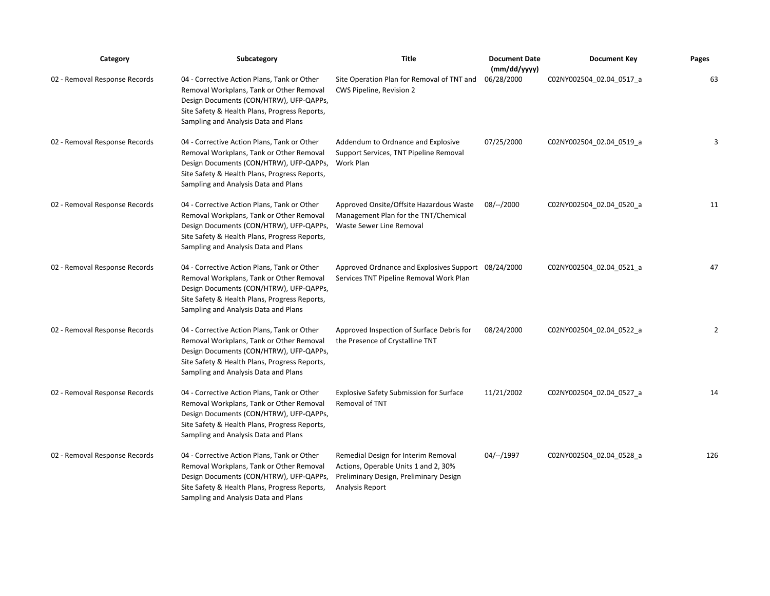| Category | Subcategory | Title | Document Date (mm/dd/yyyy) | Document Key | Pages |
|---|---|---|---|---|---|
| 02 - Removal Response Records | 04 - Corrective Action Plans, Tank or Other Removal Workplans, Tank or Other Removal Design Documents (CON/HTRW), UFP-QAPPs, Site Safety & Health Plans, Progress Reports, Sampling and Analysis Data and Plans | Site Operation Plan for Removal of TNT and CWS Pipeline, Revision 2 | 06/28/2000 | C02NY002504_02.04_0517_a | 63 |
| 02 - Removal Response Records | 04 - Corrective Action Plans, Tank or Other Removal Workplans, Tank or Other Removal Design Documents (CON/HTRW), UFP-QAPPs, Site Safety & Health Plans, Progress Reports, Sampling and Analysis Data and Plans | Addendum to Ordnance and Explosive Support Services, TNT Pipeline Removal Work Plan | 07/25/2000 | C02NY002504_02.04_0519_a | 3 |
| 02 - Removal Response Records | 04 - Corrective Action Plans, Tank or Other Removal Workplans, Tank or Other Removal Design Documents (CON/HTRW), UFP-QAPPs, Site Safety & Health Plans, Progress Reports, Sampling and Analysis Data and Plans | Approved Onsite/Offsite Hazardous Waste Management Plan for the TNT/Chemical Waste Sewer Line Removal | 08/--/2000 | C02NY002504_02.04_0520_a | 11 |
| 02 - Removal Response Records | 04 - Corrective Action Plans, Tank or Other Removal Workplans, Tank or Other Removal Design Documents (CON/HTRW), UFP-QAPPs, Site Safety & Health Plans, Progress Reports, Sampling and Analysis Data and Plans | Approved Ordnance and Explosives Support Services TNT Pipeline Removal Work Plan | 08/24/2000 | C02NY002504_02.04_0521_a | 47 |
| 02 - Removal Response Records | 04 - Corrective Action Plans, Tank or Other Removal Workplans, Tank or Other Removal Design Documents (CON/HTRW), UFP-QAPPs, Site Safety & Health Plans, Progress Reports, Sampling and Analysis Data and Plans | Approved Inspection of Surface Debris for the Presence of Crystalline TNT | 08/24/2000 | C02NY002504_02.04_0522_a | 2 |
| 02 - Removal Response Records | 04 - Corrective Action Plans, Tank or Other Removal Workplans, Tank or Other Removal Design Documents (CON/HTRW), UFP-QAPPs, Site Safety & Health Plans, Progress Reports, Sampling and Analysis Data and Plans | Explosive Safety Submission for Surface Removal of TNT | 11/21/2002 | C02NY002504_02.04_0527_a | 14 |
| 02 - Removal Response Records | 04 - Corrective Action Plans, Tank or Other Removal Workplans, Tank or Other Removal Design Documents (CON/HTRW), UFP-QAPPs, Site Safety & Health Plans, Progress Reports, Sampling and Analysis Data and Plans | Remedial Design for Interim Removal Actions, Operable Units 1 and 2, 30% Preliminary Design, Preliminary Design Analysis Report | 04/--/1997 | C02NY002504_02.04_0528_a | 126 |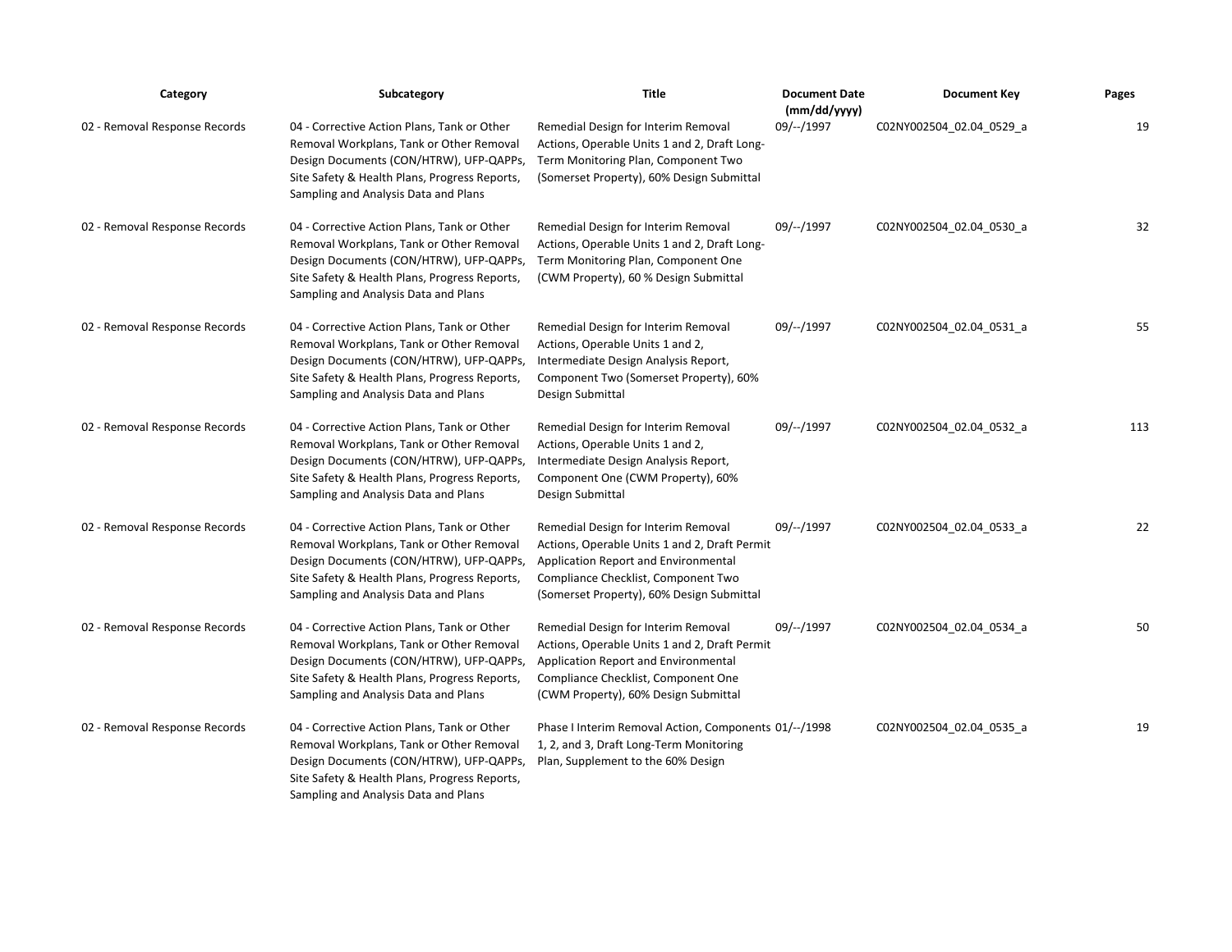| Category | Subcategory | Title | Document Date (mm/dd/yyyy) | Document Key | Pages |
|---|---|---|---|---|---|
| 02 - Removal Response Records | 04 - Corrective Action Plans, Tank or Other Removal Workplans, Tank or Other Removal Design Documents (CON/HTRW), UFP-QAPPs, Site Safety & Health Plans, Progress Reports, Sampling and Analysis Data and Plans | Remedial Design for Interim Removal Actions, Operable Units 1 and 2, Draft Long-Term Monitoring Plan, Component Two (Somerset Property), 60% Design Submittal | 09/--/1997 | C02NY002504_02.04_0529_a | 19 |
| 02 - Removal Response Records | 04 - Corrective Action Plans, Tank or Other Removal Workplans, Tank or Other Removal Design Documents (CON/HTRW), UFP-QAPPs, Site Safety & Health Plans, Progress Reports, Sampling and Analysis Data and Plans | Remedial Design for Interim Removal Actions, Operable Units 1 and 2, Draft Long-Term Monitoring Plan, Component One (CWM Property), 60 % Design Submittal | 09/--/1997 | C02NY002504_02.04_0530_a | 32 |
| 02 - Removal Response Records | 04 - Corrective Action Plans, Tank or Other Removal Workplans, Tank or Other Removal Design Documents (CON/HTRW), UFP-QAPPs, Site Safety & Health Plans, Progress Reports, Sampling and Analysis Data and Plans | Remedial Design for Interim Removal Actions, Operable Units 1 and 2, Intermediate Design Analysis Report, Component Two (Somerset Property), 60% Design Submittal | 09/--/1997 | C02NY002504_02.04_0531_a | 55 |
| 02 - Removal Response Records | 04 - Corrective Action Plans, Tank or Other Removal Workplans, Tank or Other Removal Design Documents (CON/HTRW), UFP-QAPPs, Site Safety & Health Plans, Progress Reports, Sampling and Analysis Data and Plans | Remedial Design for Interim Removal Actions, Operable Units 1 and 2, Intermediate Design Analysis Report, Component One (CWM Property), 60% Design Submittal | 09/--/1997 | C02NY002504_02.04_0532_a | 113 |
| 02 - Removal Response Records | 04 - Corrective Action Plans, Tank or Other Removal Workplans, Tank or Other Removal Design Documents (CON/HTRW), UFP-QAPPs, Site Safety & Health Plans, Progress Reports, Sampling and Analysis Data and Plans | Remedial Design for Interim Removal Actions, Operable Units 1 and 2, Draft Permit Application Report and Environmental Compliance Checklist, Component Two (Somerset Property), 60% Design Submittal | 09/--/1997 | C02NY002504_02.04_0533_a | 22 |
| 02 - Removal Response Records | 04 - Corrective Action Plans, Tank or Other Removal Workplans, Tank or Other Removal Design Documents (CON/HTRW), UFP-QAPPs, Site Safety & Health Plans, Progress Reports, Sampling and Analysis Data and Plans | Remedial Design for Interim Removal Actions, Operable Units 1 and 2, Draft Permit Application Report and Environmental Compliance Checklist, Component One (CWM Property), 60% Design Submittal | 09/--/1997 | C02NY002504_02.04_0534_a | 50 |
| 02 - Removal Response Records | 04 - Corrective Action Plans, Tank or Other Removal Workplans, Tank or Other Removal Design Documents (CON/HTRW), UFP-QAPPs, Site Safety & Health Plans, Progress Reports, Sampling and Analysis Data and Plans | Phase I Interim Removal Action, Components 1, 2, and 3, Draft Long-Term Monitoring Plan, Supplement to the 60% Design | 01/--/1998 | C02NY002504_02.04_0535_a | 19 |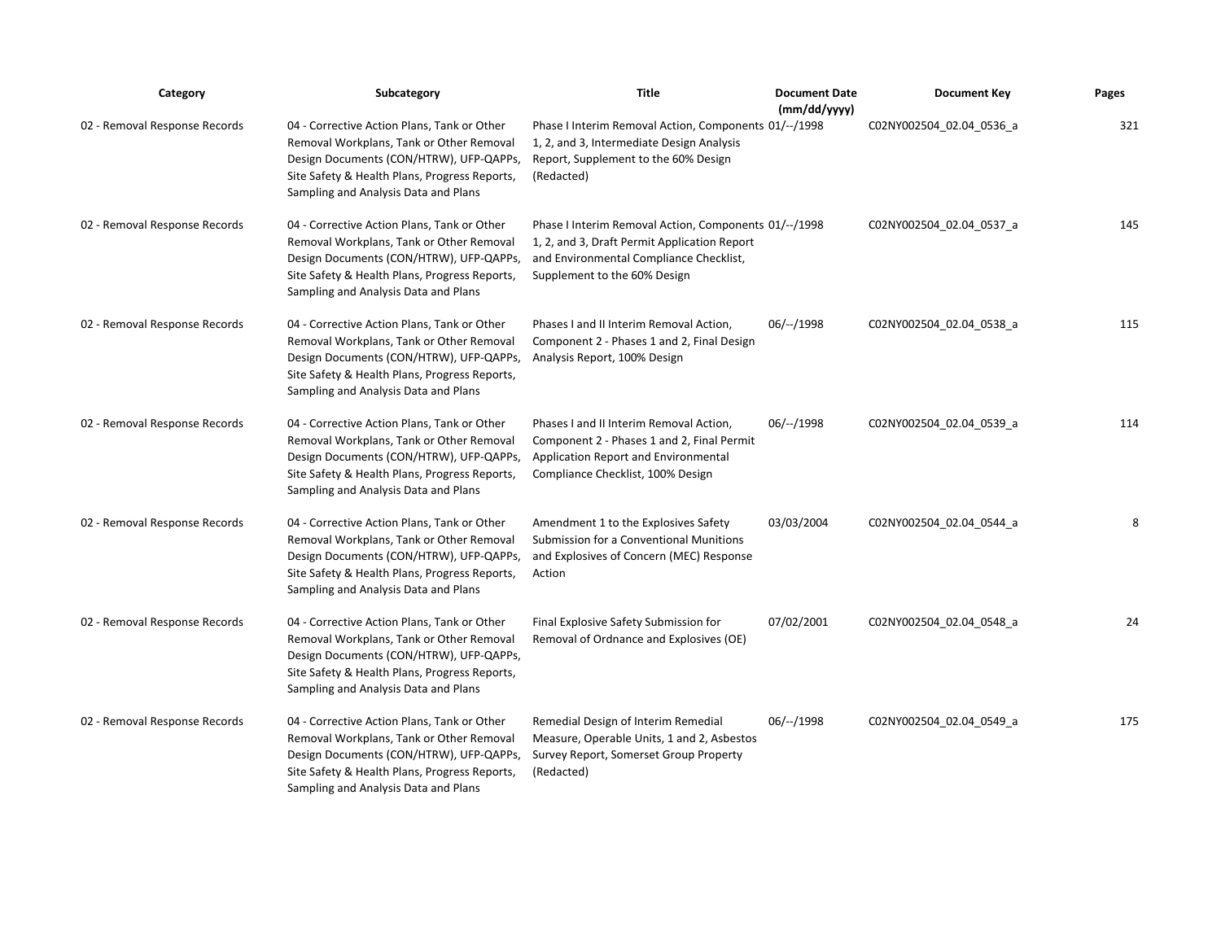| Category | Subcategory | Title | Document Date (mm/dd/yyyy) | Document Key | Pages |
|---|---|---|---|---|---|
| 02 - Removal Response Records | 04 - Corrective Action Plans, Tank or Other Removal Workplans, Tank or Other Removal Design Documents (CON/HTRW), UFP-QAPPs, Site Safety & Health Plans, Progress Reports, Sampling and Analysis Data and Plans | Phase I Interim Removal Action, Components 1, 2, and 3, Intermediate Design Analysis Report, Supplement to the 60% Design (Redacted) | 01/--/1998 | C02NY002504_02.04_0536_a | 321 |
| 02 - Removal Response Records | 04 - Corrective Action Plans, Tank or Other Removal Workplans, Tank or Other Removal Design Documents (CON/HTRW), UFP-QAPPs, Site Safety & Health Plans, Progress Reports, Sampling and Analysis Data and Plans | Phase I Interim Removal Action, Components 1, 2, and 3, Draft Permit Application Report and Environmental Compliance Checklist, Supplement to the 60% Design | 01/--/1998 | C02NY002504_02.04_0537_a | 145 |
| 02 - Removal Response Records | 04 - Corrective Action Plans, Tank or Other Removal Workplans, Tank or Other Removal Design Documents (CON/HTRW), UFP-QAPPs, Site Safety & Health Plans, Progress Reports, Sampling and Analysis Data and Plans | Phases I and II Interim Removal Action, Component 2 - Phases 1 and 2, Final Design Analysis Report, 100% Design | 06/--/1998 | C02NY002504_02.04_0538_a | 115 |
| 02 - Removal Response Records | 04 - Corrective Action Plans, Tank or Other Removal Workplans, Tank or Other Removal Design Documents (CON/HTRW), UFP-QAPPs, Site Safety & Health Plans, Progress Reports, Sampling and Analysis Data and Plans | Phases I and II Interim Removal Action, Component 2 - Phases 1 and 2, Final Permit Application Report and Environmental Compliance Checklist, 100% Design | 06/--/1998 | C02NY002504_02.04_0539_a | 114 |
| 02 - Removal Response Records | 04 - Corrective Action Plans, Tank or Other Removal Workplans, Tank or Other Removal Design Documents (CON/HTRW), UFP-QAPPs, Site Safety & Health Plans, Progress Reports, Sampling and Analysis Data and Plans | Amendment 1 to the Explosives Safety Submission for a Conventional Munitions and Explosives of Concern (MEC) Response Action | 03/03/2004 | C02NY002504_02.04_0544_a | 8 |
| 02 - Removal Response Records | 04 - Corrective Action Plans, Tank or Other Removal Workplans, Tank or Other Removal Design Documents (CON/HTRW), UFP-QAPPs, Site Safety & Health Plans, Progress Reports, Sampling and Analysis Data and Plans | Final Explosive Safety Submission for Removal of Ordnance and Explosives (OE) | 07/02/2001 | C02NY002504_02.04_0548_a | 24 |
| 02 - Removal Response Records | 04 - Corrective Action Plans, Tank or Other Removal Workplans, Tank or Other Removal Design Documents (CON/HTRW), UFP-QAPPs, Site Safety & Health Plans, Progress Reports, Sampling and Analysis Data and Plans | Remedial Design of Interim Remedial Measure, Operable Units, 1 and 2, Asbestos Survey Report, Somerset Group Property (Redacted) | 06/--/1998 | C02NY002504_02.04_0549_a | 175 |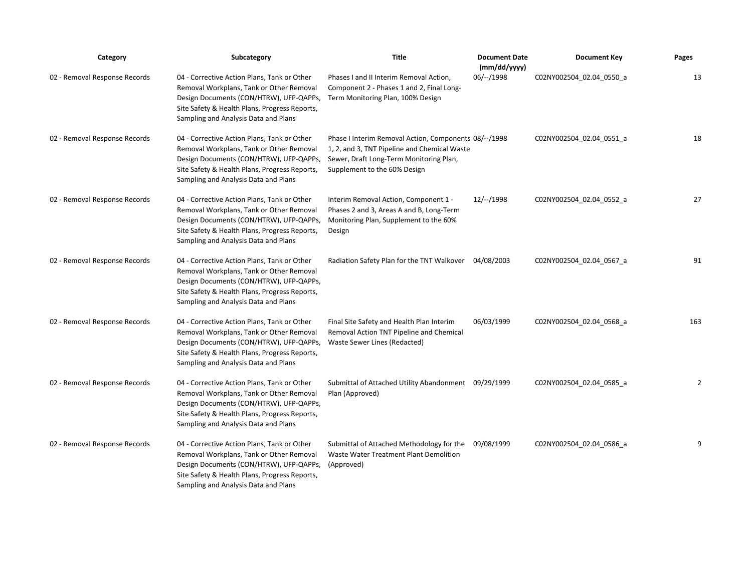| Category | Subcategory | Title | Document Date (mm/dd/yyyy) | Document Key | Pages |
| --- | --- | --- | --- | --- | --- |
| 02 - Removal Response Records | 04 - Corrective Action Plans, Tank or Other Removal Workplans, Tank or Other Removal Design Documents (CON/HTRW), UFP-QAPPs, Site Safety & Health Plans, Progress Reports, Sampling and Analysis Data and Plans | Phases I and II Interim Removal Action, Component 2 - Phases 1 and 2, Final Long-Term Monitoring Plan, 100% Design | 06/--/1998 | C02NY002504_02.04_0550_a | 13 |
| 02 - Removal Response Records | 04 - Corrective Action Plans, Tank or Other Removal Workplans, Tank or Other Removal Design Documents (CON/HTRW), UFP-QAPPs, Site Safety & Health Plans, Progress Reports, Sampling and Analysis Data and Plans | Phase I Interim Removal Action, Components 1, 2, and 3, TNT Pipeline and Chemical Waste Sewer, Draft Long-Term Monitoring Plan, Supplement to the 60% Design | 08/--/1998 | C02NY002504_02.04_0551_a | 18 |
| 02 - Removal Response Records | 04 - Corrective Action Plans, Tank or Other Removal Workplans, Tank or Other Removal Design Documents (CON/HTRW), UFP-QAPPs, Site Safety & Health Plans, Progress Reports, Sampling and Analysis Data and Plans | Interim Removal Action, Component 1 - Phases 2 and 3, Areas A and B, Long-Term Monitoring Plan, Supplement to the 60% Design | 12/--/1998 | C02NY002504_02.04_0552_a | 27 |
| 02 - Removal Response Records | 04 - Corrective Action Plans, Tank or Other Removal Workplans, Tank or Other Removal Design Documents (CON/HTRW), UFP-QAPPs, Site Safety & Health Plans, Progress Reports, Sampling and Analysis Data and Plans | Radiation Safety Plan for the TNT Walkover | 04/08/2003 | C02NY002504_02.04_0567_a | 91 |
| 02 - Removal Response Records | 04 - Corrective Action Plans, Tank or Other Removal Workplans, Tank or Other Removal Design Documents (CON/HTRW), UFP-QAPPs, Site Safety & Health Plans, Progress Reports, Sampling and Analysis Data and Plans | Final Site Safety and Health Plan Interim Removal Action TNT Pipeline and Chemical Waste Sewer Lines (Redacted) | 06/03/1999 | C02NY002504_02.04_0568_a | 163 |
| 02 - Removal Response Records | 04 - Corrective Action Plans, Tank or Other Removal Workplans, Tank or Other Removal Design Documents (CON/HTRW), UFP-QAPPs, Site Safety & Health Plans, Progress Reports, Sampling and Analysis Data and Plans | Submittal of Attached Utility Abandonment Plan (Approved) | 09/29/1999 | C02NY002504_02.04_0585_a | 2 |
| 02 - Removal Response Records | 04 - Corrective Action Plans, Tank or Other Removal Workplans, Tank or Other Removal Design Documents (CON/HTRW), UFP-QAPPs, Site Safety & Health Plans, Progress Reports, Sampling and Analysis Data and Plans | Submittal of Attached Methodology for the Waste Water Treatment Plant Demolition (Approved) | 09/08/1999 | C02NY002504_02.04_0586_a | 9 |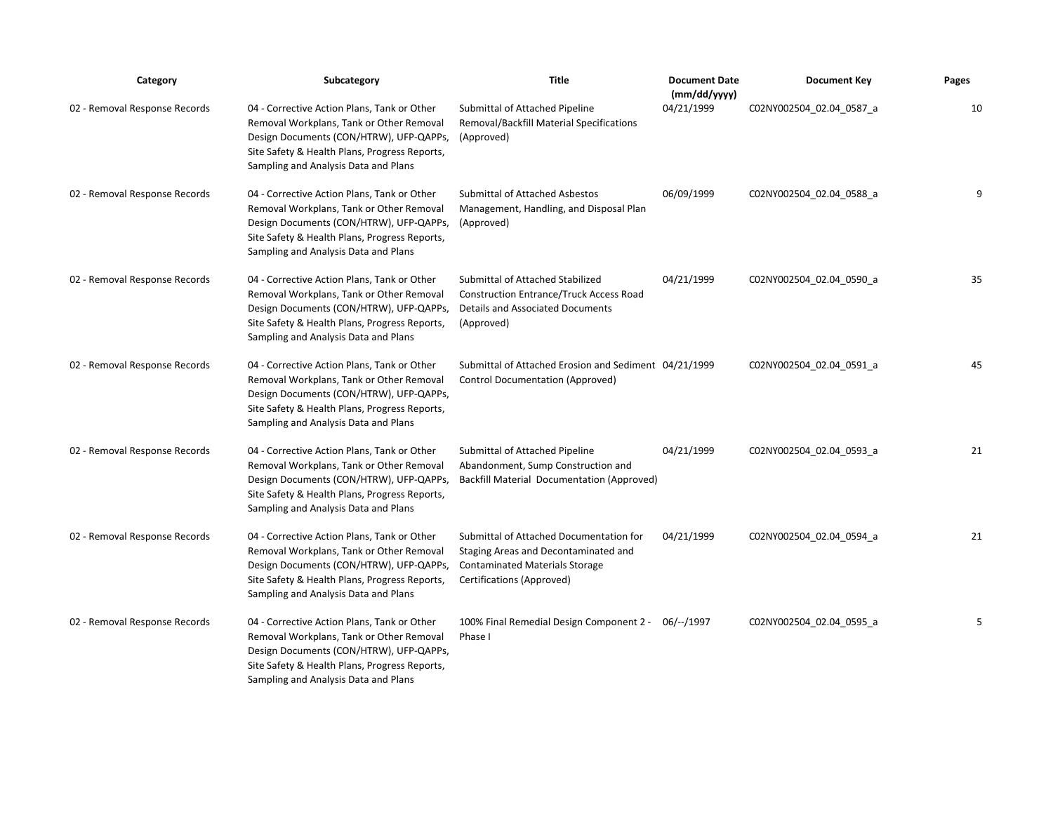| Category | Subcategory | Title | Document Date (mm/dd/yyyy) | Document Key | Pages |
|---|---|---|---|---|---|
| 02 - Removal Response Records | 04 - Corrective Action Plans, Tank or Other Removal Workplans, Tank or Other Removal Design Documents (CON/HTRW), UFP-QAPPs, Site Safety & Health Plans, Progress Reports, Sampling and Analysis Data and Plans | Submittal of Attached Pipeline Removal/Backfill Material Specifications (Approved) | 04/21/1999 | C02NY002504_02.04_0587_a | 10 |
| 02 - Removal Response Records | 04 - Corrective Action Plans, Tank or Other Removal Workplans, Tank or Other Removal Design Documents (CON/HTRW), UFP-QAPPs, Site Safety & Health Plans, Progress Reports, Sampling and Analysis Data and Plans | Submittal of Attached Asbestos Management, Handling, and Disposal Plan (Approved) | 06/09/1999 | C02NY002504_02.04_0588_a | 9 |
| 02 - Removal Response Records | 04 - Corrective Action Plans, Tank or Other Removal Workplans, Tank or Other Removal Design Documents (CON/HTRW), UFP-QAPPs, Site Safety & Health Plans, Progress Reports, Sampling and Analysis Data and Plans | Submittal of Attached Stabilized Construction Entrance/Truck Access Road Details and Associated Documents (Approved) | 04/21/1999 | C02NY002504_02.04_0590_a | 35 |
| 02 - Removal Response Records | 04 - Corrective Action Plans, Tank or Other Removal Workplans, Tank or Other Removal Design Documents (CON/HTRW), UFP-QAPPs, Site Safety & Health Plans, Progress Reports, Sampling and Analysis Data and Plans | Submittal of Attached Erosion and Sediment Control Documentation (Approved) | 04/21/1999 | C02NY002504_02.04_0591_a | 45 |
| 02 - Removal Response Records | 04 - Corrective Action Plans, Tank or Other Removal Workplans, Tank or Other Removal Design Documents (CON/HTRW), UFP-QAPPs, Site Safety & Health Plans, Progress Reports, Sampling and Analysis Data and Plans | Submittal of Attached Pipeline Abandonment, Sump Construction and Backfill Material Documentation (Approved) | 04/21/1999 | C02NY002504_02.04_0593_a | 21 |
| 02 - Removal Response Records | 04 - Corrective Action Plans, Tank or Other Removal Workplans, Tank or Other Removal Design Documents (CON/HTRW), UFP-QAPPs, Site Safety & Health Plans, Progress Reports, Sampling and Analysis Data and Plans | Submittal of Attached Documentation for Staging Areas and Decontaminated and Contaminated Materials Storage Certifications (Approved) | 04/21/1999 | C02NY002504_02.04_0594_a | 21 |
| 02 - Removal Response Records | 04 - Corrective Action Plans, Tank or Other Removal Workplans, Tank or Other Removal Design Documents (CON/HTRW), UFP-QAPPs, Site Safety & Health Plans, Progress Reports, Sampling and Analysis Data and Plans | 100% Final Remedial Design Component 2 - Phase I | 06/--/1997 | C02NY002504_02.04_0595_a | 5 |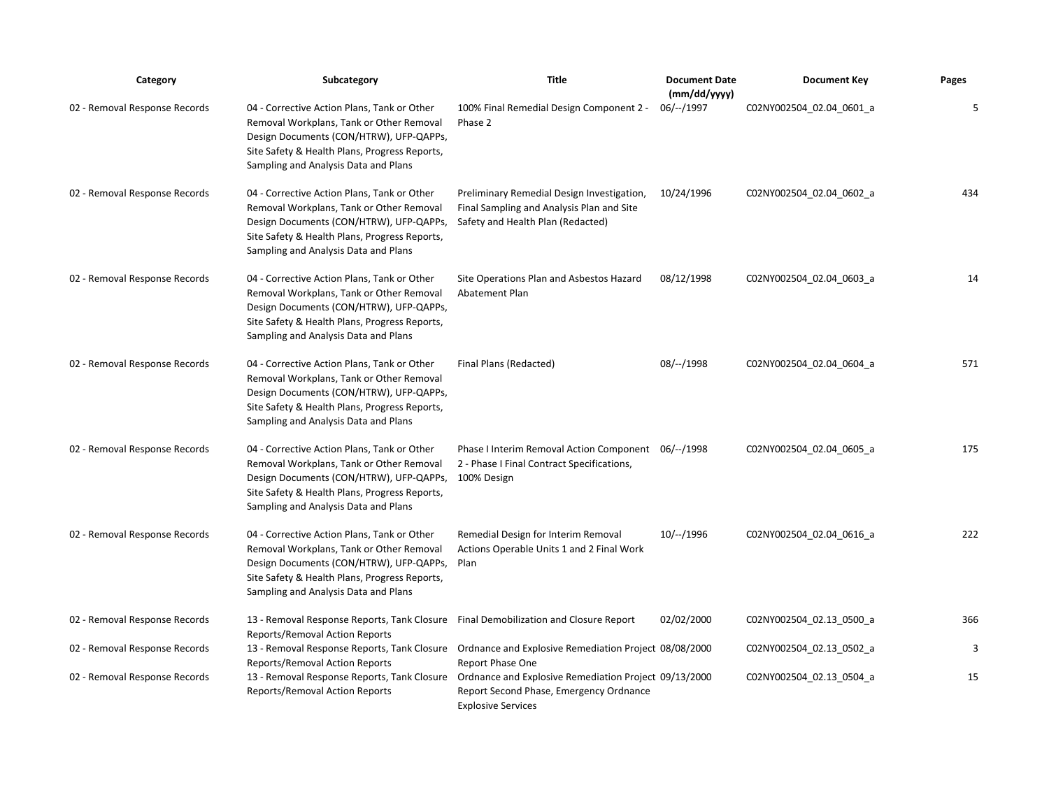| Category | Subcategory | Title | Document Date (mm/dd/yyyy) | Document Key | Pages |
|---|---|---|---|---|---|
| 02 - Removal Response Records | 04 - Corrective Action Plans, Tank or Other Removal Workplans, Tank or Other Removal Design Documents (CON/HTRW), UFP-QAPPs, Site Safety & Health Plans, Progress Reports, Sampling and Analysis Data and Plans | 100% Final Remedial Design Component 2 - Phase 2 | 06/--/1997 | C02NY002504_02.04_0601_a | 5 |
| 02 - Removal Response Records | 04 - Corrective Action Plans, Tank or Other Removal Workplans, Tank or Other Removal Design Documents (CON/HTRW), UFP-QAPPs, Site Safety & Health Plans, Progress Reports, Sampling and Analysis Data and Plans | Preliminary Remedial Design Investigation, Final Sampling and Analysis Plan and Site Safety and Health Plan (Redacted) | 10/24/1996 | C02NY002504_02.04_0602_a | 434 |
| 02 - Removal Response Records | 04 - Corrective Action Plans, Tank or Other Removal Workplans, Tank or Other Removal Design Documents (CON/HTRW), UFP-QAPPs, Site Safety & Health Plans, Progress Reports, Sampling and Analysis Data and Plans | Site Operations Plan and Asbestos Hazard Abatement Plan | 08/12/1998 | C02NY002504_02.04_0603_a | 14 |
| 02 - Removal Response Records | 04 - Corrective Action Plans, Tank or Other Removal Workplans, Tank or Other Removal Design Documents (CON/HTRW), UFP-QAPPs, Site Safety & Health Plans, Progress Reports, Sampling and Analysis Data and Plans | Final Plans (Redacted) | 08/--/1998 | C02NY002504_02.04_0604_a | 571 |
| 02 - Removal Response Records | 04 - Corrective Action Plans, Tank or Other Removal Workplans, Tank or Other Removal Design Documents (CON/HTRW), UFP-QAPPs, Site Safety & Health Plans, Progress Reports, Sampling and Analysis Data and Plans | Phase I Interim Removal Action Component 2 - Phase I Final Contract Specifications, 100% Design | 06/--/1998 | C02NY002504_02.04_0605_a | 175 |
| 02 - Removal Response Records | 04 - Corrective Action Plans, Tank or Other Removal Workplans, Tank or Other Removal Design Documents (CON/HTRW), UFP-QAPPs, Site Safety & Health Plans, Progress Reports, Sampling and Analysis Data and Plans | Remedial Design for Interim Removal Actions Operable Units 1 and 2 Final Work Plan | 10/--/1996 | C02NY002504_02.04_0616_a | 222 |
| 02 - Removal Response Records | 13 - Removal Response Reports, Tank Closure Reports/Removal Action Reports | Final Demobilization and Closure Report | 02/02/2000 | C02NY002504_02.13_0500_a | 366 |
| 02 - Removal Response Records | 13 - Removal Response Reports, Tank Closure Reports/Removal Action Reports | Ordnance and Explosive Remediation Project Report Phase One | 08/08/2000 | C02NY002504_02.13_0502_a | 3 |
| 02 - Removal Response Records | 13 - Removal Response Reports, Tank Closure Reports/Removal Action Reports | Ordnance and Explosive Remediation Project Report Second Phase, Emergency Ordnance Explosive Services | 09/13/2000 | C02NY002504_02.13_0504_a | 15 |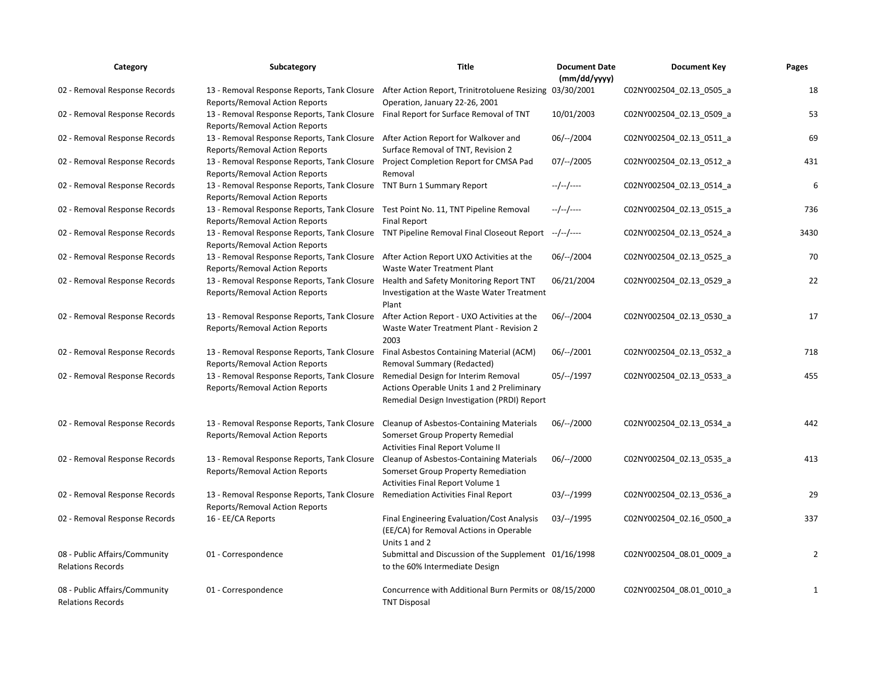| Category | Subcategory | Title | Document Date (mm/dd/yyyy) | Document Key | Pages |
|---|---|---|---|---|---|
| 02 - Removal Response Records | 13 - Removal Response Reports, Tank Closure Reports/Removal Action Reports | After Action Report, Trinitrotoluene Resizing Operation, January 22-26, 2001 | 03/30/2001 | C02NY002504_02.13_0505_a | 18 |
| 02 - Removal Response Records | 13 - Removal Response Reports, Tank Closure Reports/Removal Action Reports | Final Report for Surface Removal of TNT | 10/01/2003 | C02NY002504_02.13_0509_a | 53 |
| 02 - Removal Response Records | 13 - Removal Response Reports, Tank Closure Reports/Removal Action Reports | After Action Report for Walkover and Surface Removal of TNT, Revision 2 | 06/--/2004 | C02NY002504_02.13_0511_a | 69 |
| 02 - Removal Response Records | 13 - Removal Response Reports, Tank Closure Reports/Removal Action Reports | Project Completion Report for CMSA Pad Removal | 07/--/2005 | C02NY002504_02.13_0512_a | 431 |
| 02 - Removal Response Records | 13 - Removal Response Reports, Tank Closure Reports/Removal Action Reports | TNT Burn 1 Summary Report | --/--/---- | C02NY002504_02.13_0514_a | 6 |
| 02 - Removal Response Records | 13 - Removal Response Reports, Tank Closure Reports/Removal Action Reports | Test Point No. 11, TNT Pipeline Removal Final Report | --/--/---- | C02NY002504_02.13_0515_a | 736 |
| 02 - Removal Response Records | 13 - Removal Response Reports, Tank Closure Reports/Removal Action Reports | TNT Pipeline Removal Final Closeout Report | --/--/---- | C02NY002504_02.13_0524_a | 3430 |
| 02 - Removal Response Records | 13 - Removal Response Reports, Tank Closure Reports/Removal Action Reports | After Action Report UXO Activities at the Waste Water Treatment Plant | 06/--/2004 | C02NY002504_02.13_0525_a | 70 |
| 02 - Removal Response Records | 13 - Removal Response Reports, Tank Closure Reports/Removal Action Reports | Health and Safety Monitoring Report TNT Investigation at the Waste Water Treatment Plant | 06/21/2004 | C02NY002504_02.13_0529_a | 22 |
| 02 - Removal Response Records | 13 - Removal Response Reports, Tank Closure Reports/Removal Action Reports | After Action Report - UXO Activities at the Waste Water Treatment Plant - Revision 2 2003 | 06/--/2004 | C02NY002504_02.13_0530_a | 17 |
| 02 - Removal Response Records | 13 - Removal Response Reports, Tank Closure Reports/Removal Action Reports | Final Asbestos Containing Material (ACM) Removal Summary (Redacted) | 06/--/2001 | C02NY002504_02.13_0532_a | 718 |
| 02 - Removal Response Records | 13 - Removal Response Reports, Tank Closure Reports/Removal Action Reports | Remedial Design for Interim Removal Actions Operable Units 1 and 2 Preliminary Remedial Design Investigation (PRDI) Report | 05/--/1997 | C02NY002504_02.13_0533_a | 455 |
| 02 - Removal Response Records | 13 - Removal Response Reports, Tank Closure Reports/Removal Action Reports | Cleanup of Asbestos-Containing Materials Somerset Group Property Remedial Activities Final Report Volume II | 06/--/2000 | C02NY002504_02.13_0534_a | 442 |
| 02 - Removal Response Records | 13 - Removal Response Reports, Tank Closure Reports/Removal Action Reports | Cleanup of Asbestos-Containing Materials Somerset Group Property Remediation Activities Final Report Volume 1 | 06/--/2000 | C02NY002504_02.13_0535_a | 413 |
| 02 - Removal Response Records | 13 - Removal Response Reports, Tank Closure Reports/Removal Action Reports | Remediation Activities Final Report | 03/--/1999 | C02NY002504_02.13_0536_a | 29 |
| 02 - Removal Response Records | 16 - EE/CA Reports | Final Engineering Evaluation/Cost Analysis (EE/CA) for Removal Actions in Operable Units 1 and 2 | 03/--/1995 | C02NY002504_02.16_0500_a | 337 |
| 08 - Public Affairs/Community Relations Records | 01 - Correspondence | Submittal and Discussion of the Supplement to the 60% Intermediate Design | 01/16/1998 | C02NY002504_08.01_0009_a | 2 |
| 08 - Public Affairs/Community Relations Records | 01 - Correspondence | Concurrence with Additional Burn Permits or TNT Disposal | 08/15/2000 | C02NY002504_08.01_0010_a | 1 |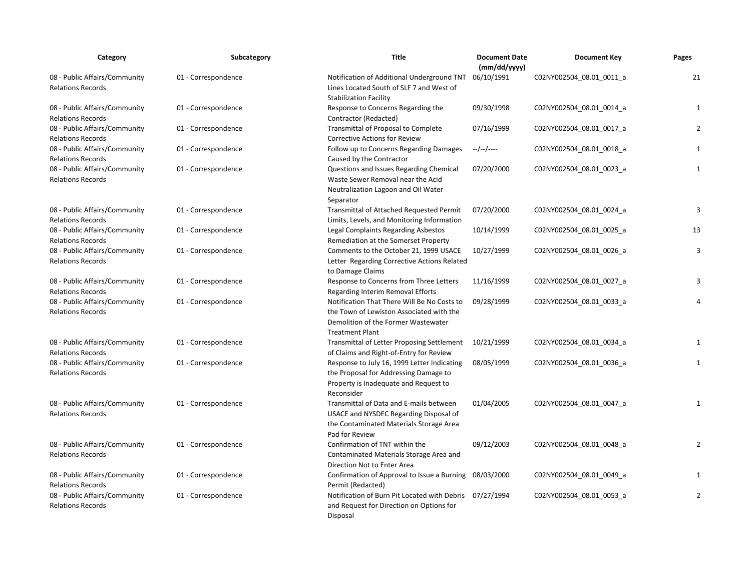| Category | Subcategory | Title | Document Date (mm/dd/yyyy) | Document Key | Pages |
|---|---|---|---|---|---|
| 08 - Public Affairs/Community Relations Records | 01 - Correspondence | Notification of Additional Underground TNT Lines Located South of SLF 7 and West of Stabilization Facility | 06/10/1991 | C02NY002504_08.01_0011_a | 21 |
| 08 - Public Affairs/Community Relations Records | 01 - Correspondence | Response to Concerns Regarding the Contractor (Redacted) | 09/30/1998 | C02NY002504_08.01_0014_a | 1 |
| 08 - Public Affairs/Community Relations Records | 01 - Correspondence | Transmittal of Proposal to Complete Corrective Actions for Review | 07/16/1999 | C02NY002504_08.01_0017_a | 2 |
| 08 - Public Affairs/Community Relations Records | 01 - Correspondence | Follow up to Concerns Regarding Damages Caused by the Contractor | --/--/---- | C02NY002504_08.01_0018_a | 1 |
| 08 - Public Affairs/Community Relations Records | 01 - Correspondence | Questions and Issues Regarding Chemical Waste Sewer Removal near the Acid Neutralization Lagoon and Oil Water Separator | 07/20/2000 | C02NY002504_08.01_0023_a | 1 |
| 08 - Public Affairs/Community Relations Records | 01 - Correspondence | Transmittal of Attached Requested Permit Limits, Levels, and Monitoring Information | 07/20/2000 | C02NY002504_08.01_0024_a | 3 |
| 08 - Public Affairs/Community Relations Records | 01 - Correspondence | Legal Complaints Regarding Asbestos Remediation at the Somerset Property | 10/14/1999 | C02NY002504_08.01_0025_a | 13 |
| 08 - Public Affairs/Community Relations Records | 01 - Correspondence | Comments to the October 21, 1999 USACE Letter Regarding Corrective Actions Related to Damage Claims | 10/27/1999 | C02NY002504_08.01_0026_a | 3 |
| 08 - Public Affairs/Community Relations Records | 01 - Correspondence | Response to Concerns from Three Letters Regarding Interim Removal Efforts | 11/16/1999 | C02NY002504_08.01_0027_a | 3 |
| 08 - Public Affairs/Community Relations Records | 01 - Correspondence | Notification That There Will Be No Costs to the Town of Lewiston Associated with the Demolition of the Former Wastewater Treatment Plant | 09/28/1999 | C02NY002504_08.01_0033_a | 4 |
| 08 - Public Affairs/Community Relations Records | 01 - Correspondence | Transmittal of Letter Proposing Settlement of Claims and Right-of-Entry for Review | 10/21/1999 | C02NY002504_08.01_0034_a | 1 |
| 08 - Public Affairs/Community Relations Records | 01 - Correspondence | Response to July 16, 1999 Letter Indicating the Proposal for Addressing Damage to Property is Inadequate and Request to Reconsider | 08/05/1999 | C02NY002504_08.01_0036_a | 1 |
| 08 - Public Affairs/Community Relations Records | 01 - Correspondence | Transmittal of Data and E-mails between USACE and NYSDEC Regarding Disposal of the Contaminated Materials Storage Area Pad for Review | 01/04/2005 | C02NY002504_08.01_0047_a | 1 |
| 08 - Public Affairs/Community Relations Records | 01 - Correspondence | Confirmation of TNT within the Contaminated Materials Storage Area and Direction Not to Enter Area | 09/12/2003 | C02NY002504_08.01_0048_a | 2 |
| 08 - Public Affairs/Community Relations Records | 01 - Correspondence | Confirmation of Approval to Issue a Burning Permit (Redacted) | 08/03/2000 | C02NY002504_08.01_0049_a | 1 |
| 08 - Public Affairs/Community Relations Records | 01 - Correspondence | Notification of Burn Pit Located with Debris and Request for Direction on Options for Disposal | 07/27/1994 | C02NY002504_08.01_0053_a | 2 |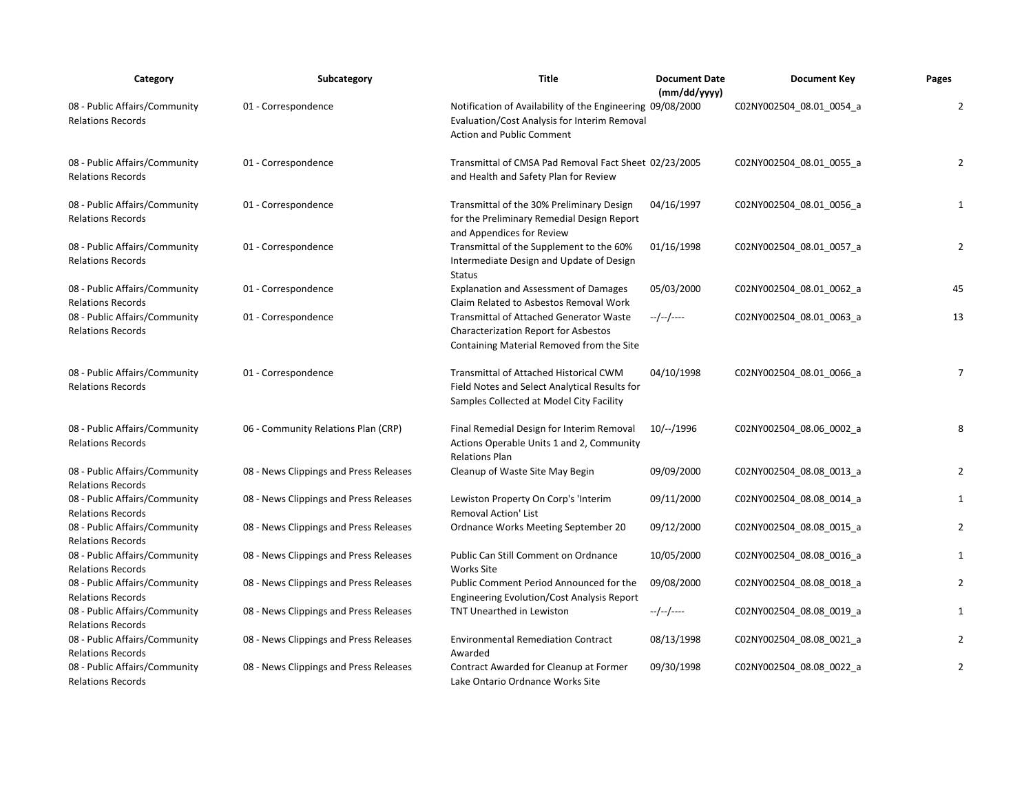| Category | Subcategory | Title | Document Date (mm/dd/yyyy) | Document Key | Pages |
|---|---|---|---|---|---|
| 08 - Public Affairs/Community Relations Records | 01 - Correspondence | Notification of Availability of the Engineering Evaluation/Cost Analysis for Interim Removal Action and Public Comment | 09/08/2000 | C02NY002504_08.01_0054_a | 2 |
| 08 - Public Affairs/Community Relations Records | 01 - Correspondence | Transmittal of CMSA Pad Removal Fact Sheet and Health and Safety Plan for Review | 02/23/2005 | C02NY002504_08.01_0055_a | 2 |
| 08 - Public Affairs/Community Relations Records | 01 - Correspondence | Transmittal of the 30% Preliminary Design for the Preliminary Remedial Design Report and Appendices for Review | 04/16/1997 | C02NY002504_08.01_0056_a | 1 |
| 08 - Public Affairs/Community Relations Records | 01 - Correspondence | Transmittal of the Supplement to the 60% Intermediate Design and Update of Design Status | 01/16/1998 | C02NY002504_08.01_0057_a | 2 |
| 08 - Public Affairs/Community Relations Records | 01 - Correspondence | Explanation and Assessment of Damages Claim Related to Asbestos Removal Work | 05/03/2000 | C02NY002504_08.01_0062_a | 45 |
| 08 - Public Affairs/Community Relations Records | 01 - Correspondence | Transmittal of Attached Generator Waste Characterization Report for Asbestos Containing Material Removed from the Site | --/--/---- | C02NY002504_08.01_0063_a | 13 |
| 08 - Public Affairs/Community Relations Records | 01 - Correspondence | Transmittal of Attached Historical CWM Field Notes and Select Analytical Results for Samples Collected at Model City Facility | 04/10/1998 | C02NY002504_08.01_0066_a | 7 |
| 08 - Public Affairs/Community Relations Records | 06 - Community Relations Plan (CRP) | Final Remedial Design for Interim Removal Actions Operable Units 1 and 2, Community Relations Plan | 10/--/1996 | C02NY002504_08.06_0002_a | 8 |
| 08 - Public Affairs/Community Relations Records | 08 - News Clippings and Press Releases | Cleanup of Waste Site May Begin | 09/09/2000 | C02NY002504_08.08_0013_a | 2 |
| 08 - Public Affairs/Community Relations Records | 08 - News Clippings and Press Releases | Lewiston Property On Corp's 'Interim Removal Action' List | 09/11/2000 | C02NY002504_08.08_0014_a | 1 |
| 08 - Public Affairs/Community Relations Records | 08 - News Clippings and Press Releases | Ordnance Works Meeting September 20 | 09/12/2000 | C02NY002504_08.08_0015_a | 2 |
| 08 - Public Affairs/Community Relations Records | 08 - News Clippings and Press Releases | Public Can Still Comment on Ordnance Works Site | 10/05/2000 | C02NY002504_08.08_0016_a | 1 |
| 08 - Public Affairs/Community Relations Records | 08 - News Clippings and Press Releases | Public Comment Period Announced for the Engineering Evolution/Cost Analysis Report | 09/08/2000 | C02NY002504_08.08_0018_a | 2 |
| 08 - Public Affairs/Community Relations Records | 08 - News Clippings and Press Releases | TNT Unearthed in Lewiston | --/--/---- | C02NY002504_08.08_0019_a | 1 |
| 08 - Public Affairs/Community Relations Records | 08 - News Clippings and Press Releases | Environmental Remediation Contract Awarded | 08/13/1998 | C02NY002504_08.08_0021_a | 2 |
| 08 - Public Affairs/Community Relations Records | 08 - News Clippings and Press Releases | Contract Awarded for Cleanup at Former Lake Ontario Ordnance Works Site | 09/30/1998 | C02NY002504_08.08_0022_a | 2 |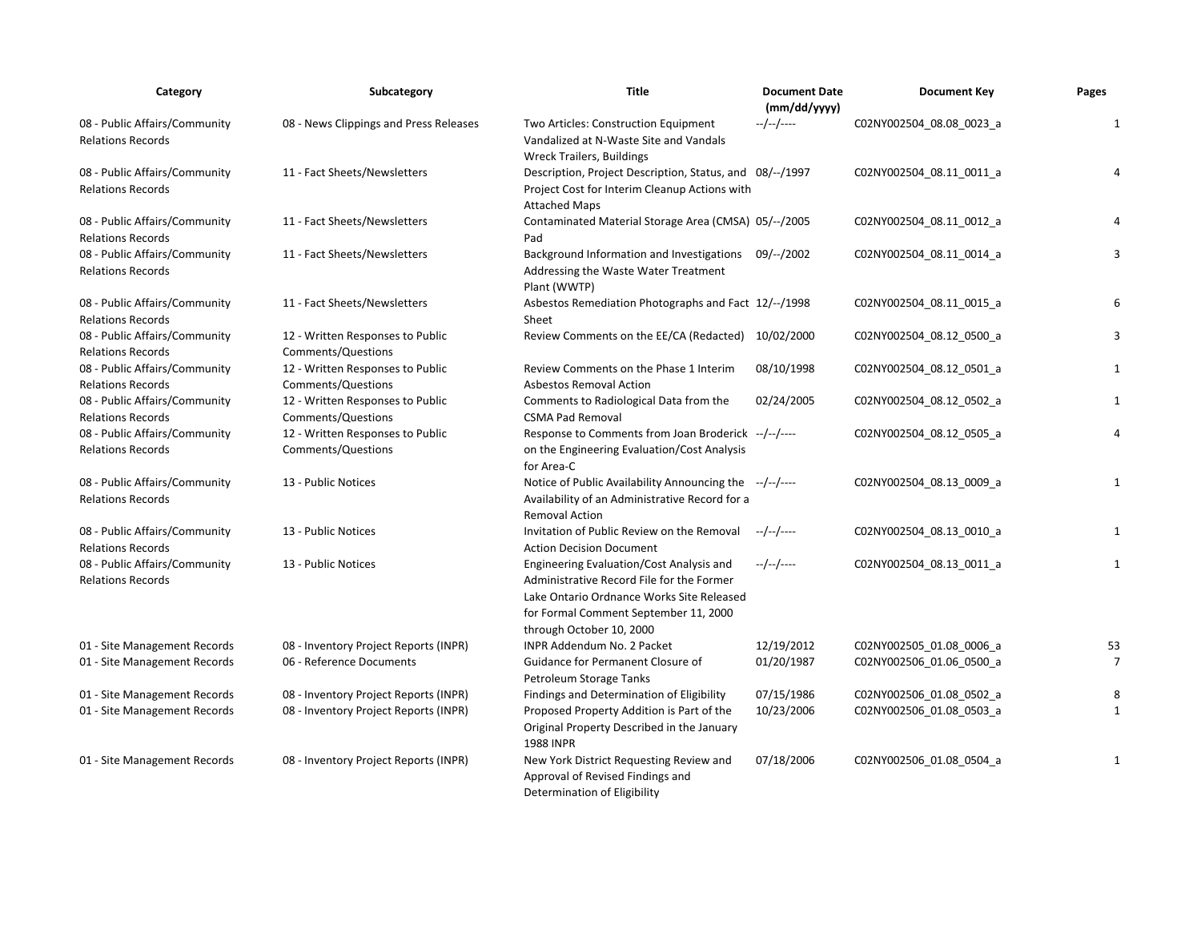| Category | Subcategory | Title | Document Date (mm/dd/yyyy) | Document Key | Pages |
| --- | --- | --- | --- | --- | --- |
| 08 - Public Affairs/Community Relations Records | 08 - News Clippings and Press Releases | Two Articles: Construction Equipment Vandalized at N-Waste Site and Vandals Wreck Trailers, Buildings | --/--/---- | C02NY002504_08.08_0023_a | 1 |
| 08 - Public Affairs/Community Relations Records | 11 - Fact Sheets/Newsletters | Description, Project Description, Status, and Project Cost for Interim Cleanup Actions with Attached Maps | 08/--/1997 | C02NY002504_08.11_0011_a | 4 |
| 08 - Public Affairs/Community Relations Records | 11 - Fact Sheets/Newsletters | Contaminated Material Storage Area (CMSA) Pad | 05/--/2005 | C02NY002504_08.11_0012_a | 4 |
| 08 - Public Affairs/Community Relations Records | 11 - Fact Sheets/Newsletters | Background Information and Investigations Addressing the Waste Water Treatment Plant (WWTP) | 09/--/2002 | C02NY002504_08.11_0014_a | 3 |
| 08 - Public Affairs/Community Relations Records | 11 - Fact Sheets/Newsletters | Asbestos Remediation Photographs and Fact Sheet | 12/--/1998 | C02NY002504_08.11_0015_a | 6 |
| 08 - Public Affairs/Community Relations Records | 12 - Written Responses to Public Comments/Questions | Review Comments on the EE/CA (Redacted) | 10/02/2000 | C02NY002504_08.12_0500_a | 3 |
| 08 - Public Affairs/Community Relations Records | 12 - Written Responses to Public Comments/Questions | Review Comments on the Phase 1 Interim Asbestos Removal Action | 08/10/1998 | C02NY002504_08.12_0501_a | 1 |
| 08 - Public Affairs/Community Relations Records | 12 - Written Responses to Public Comments/Questions | Comments to Radiological Data from the CSMA Pad Removal | 02/24/2005 | C02NY002504_08.12_0502_a | 1 |
| 08 - Public Affairs/Community Relations Records | 12 - Written Responses to Public Comments/Questions | Response to Comments from Joan Broderick on the Engineering Evaluation/Cost Analysis for Area-C | --/--/---- | C02NY002504_08.12_0505_a | 4 |
| 08 - Public Affairs/Community Relations Records | 13 - Public Notices | Notice of Public Availability Announcing the Availability of an Administrative Record for a Removal Action | --/--/---- | C02NY002504_08.13_0009_a | 1 |
| 08 - Public Affairs/Community Relations Records | 13 - Public Notices | Invitation of Public Review on the Removal Action Decision Document | --/--/---- | C02NY002504_08.13_0010_a | 1 |
| 08 - Public Affairs/Community Relations Records | 13 - Public Notices | Engineering Evaluation/Cost Analysis and Administrative Record File for the Former Lake Ontario Ordnance Works Site Released for Formal Comment September 11, 2000 through October 10, 2000 | --/--/---- | C02NY002504_08.13_0011_a | 1 |
| 01 - Site Management Records | 08 - Inventory Project Reports (INPR) | INPR Addendum No. 2 Packet | 12/19/2012 | C02NY002505_01.08_0006_a | 53 |
| 01 - Site Management Records | 06 - Reference Documents | Guidance for Permanent Closure of Petroleum Storage Tanks | 01/20/1987 | C02NY002506_01.06_0500_a | 7 |
| 01 - Site Management Records | 08 - Inventory Project Reports (INPR) | Findings and Determination of Eligibility | 07/15/1986 | C02NY002506_01.08_0502_a | 8 |
| 01 - Site Management Records | 08 - Inventory Project Reports (INPR) | Proposed Property Addition is Part of the Original Property Described in the January 1988 INPR | 10/23/2006 | C02NY002506_01.08_0503_a | 1 |
| 01 - Site Management Records | 08 - Inventory Project Reports (INPR) | New York District Requesting Review and Approval of Revised Findings and Determination of Eligibility | 07/18/2006 | C02NY002506_01.08_0504_a | 1 |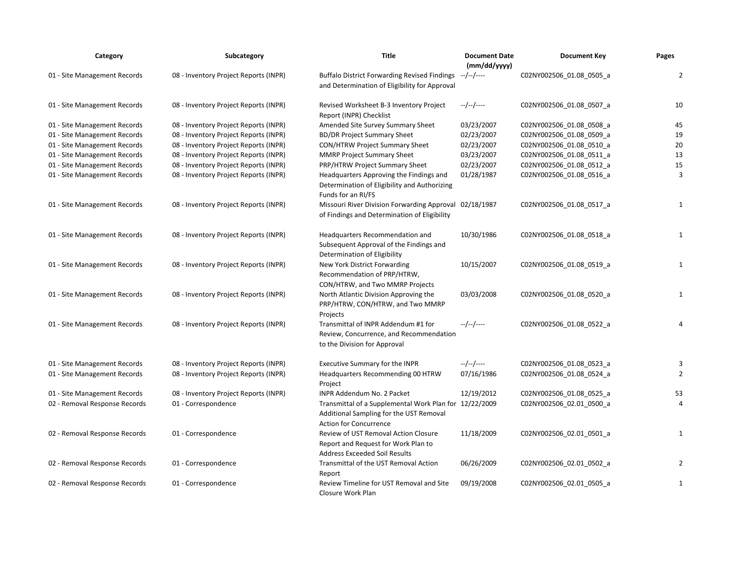| Category | Subcategory | Title | Document Date (mm/dd/yyyy) | Document Key | Pages |
|---|---|---|---|---|---|
| 01 - Site Management Records | 08 - Inventory Project Reports (INPR) | Buffalo District Forwarding Revised Findings and Determination of Eligibility for Approval | --/--/---- | C02NY002506_01.08_0505_a | 2 |
| 01 - Site Management Records | 08 - Inventory Project Reports (INPR) | Revised Worksheet B-3 Inventory Project Report (INPR) Checklist | --/--/---- | C02NY002506_01.08_0507_a | 10 |
| 01 - Site Management Records | 08 - Inventory Project Reports (INPR) | Amended Site Survey Summary Sheet | 03/23/2007 | C02NY002506_01.08_0508_a | 45 |
| 01 - Site Management Records | 08 - Inventory Project Reports (INPR) | BD/DR Project Summary Sheet | 02/23/2007 | C02NY002506_01.08_0509_a | 19 |
| 01 - Site Management Records | 08 - Inventory Project Reports (INPR) | CON/HTRW Project Summary Sheet | 02/23/2007 | C02NY002506_01.08_0510_a | 20 |
| 01 - Site Management Records | 08 - Inventory Project Reports (INPR) | MMRP Project Summary Sheet | 03/23/2007 | C02NY002506_01.08_0511_a | 13 |
| 01 - Site Management Records | 08 - Inventory Project Reports (INPR) | PRP/HTRW Project Summary Sheet | 02/23/2007 | C02NY002506_01.08_0512_a | 15 |
| 01 - Site Management Records | 08 - Inventory Project Reports (INPR) | Headquarters Approving the Findings and Determination of Eligibility and Authorizing Funds for an RI/FS | 01/28/1987 | C02NY002506_01.08_0516_a | 3 |
| 01 - Site Management Records | 08 - Inventory Project Reports (INPR) | Missouri River Division Forwarding Approval of Findings and Determination of Eligibility | 02/18/1987 | C02NY002506_01.08_0517_a | 1 |
| 01 - Site Management Records | 08 - Inventory Project Reports (INPR) | Headquarters Recommendation and Subsequent Approval of the Findings and Determination of Eligibility | 10/30/1986 | C02NY002506_01.08_0518_a | 1 |
| 01 - Site Management Records | 08 - Inventory Project Reports (INPR) | New York District Forwarding Recommendation of PRP/HTRW, CON/HTRW, and Two MMRP Projects | 10/15/2007 | C02NY002506_01.08_0519_a | 1 |
| 01 - Site Management Records | 08 - Inventory Project Reports (INPR) | North Atlantic Division Approving the PRP/HTRW, CON/HTRW, and Two MMRP Projects | 03/03/2008 | C02NY002506_01.08_0520_a | 1 |
| 01 - Site Management Records | 08 - Inventory Project Reports (INPR) | Transmittal of INPR Addendum #1 for Review, Concurrence, and Recommendation to the Division for Approval | --/--/---- | C02NY002506_01.08_0522_a | 4 |
| 01 - Site Management Records | 08 - Inventory Project Reports (INPR) | Executive Summary for the INPR | --/--/---- | C02NY002506_01.08_0523_a | 3 |
| 01 - Site Management Records | 08 - Inventory Project Reports (INPR) | Headquarters Recommending 00 HTRW Project | 07/16/1986 | C02NY002506_01.08_0524_a | 2 |
| 01 - Site Management Records | 08 - Inventory Project Reports (INPR) | INPR Addendum No. 2 Packet | 12/19/2012 | C02NY002506_01.08_0525_a | 53 |
| 02 - Removal Response Records | 01 - Correspondence | Transmittal of a Supplemental Work Plan for Additional Sampling for the UST Removal Action for Concurrence | 12/22/2009 | C02NY002506_02.01_0500_a | 4 |
| 02 - Removal Response Records | 01 - Correspondence | Review of UST Removal Action Closure Report and Request for Work Plan to Address Exceeded Soil Results | 11/18/2009 | C02NY002506_02.01_0501_a | 1 |
| 02 - Removal Response Records | 01 - Correspondence | Transmittal of the UST Removal Action Report | 06/26/2009 | C02NY002506_02.01_0502_a | 2 |
| 02 - Removal Response Records | 01 - Correspondence | Review Timeline for UST Removal and Site Closure Work Plan | 09/19/2008 | C02NY002506_02.01_0505_a | 1 |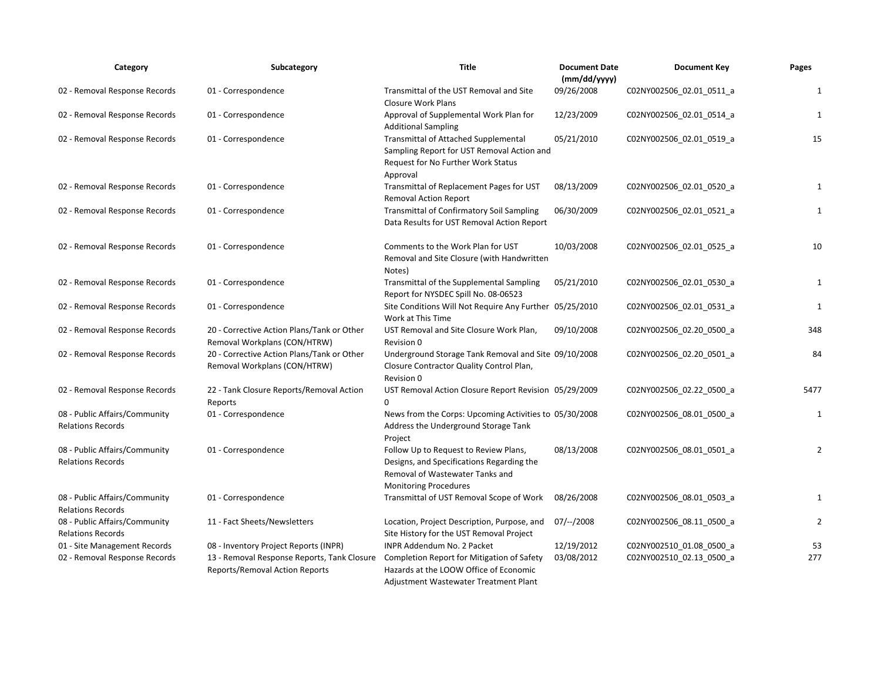| Category | Subcategory | Title | Document Date (mm/dd/yyyy) | Document Key | Pages |
| --- | --- | --- | --- | --- | --- |
| 02 - Removal Response Records | 01 - Correspondence | Transmittal of the UST Removal and Site Closure Work Plans | 09/26/2008 | C02NY002506_02.01_0511_a | 1 |
| 02 - Removal Response Records | 01 - Correspondence | Approval of Supplemental Work Plan for Additional Sampling | 12/23/2009 | C02NY002506_02.01_0514_a | 1 |
| 02 - Removal Response Records | 01 - Correspondence | Transmittal of Attached Supplemental Sampling Report for UST Removal Action and Request for No Further Work Status Approval | 05/21/2010 | C02NY002506_02.01_0519_a | 15 |
| 02 - Removal Response Records | 01 - Correspondence | Transmittal of Replacement Pages for UST Removal Action Report | 08/13/2009 | C02NY002506_02.01_0520_a | 1 |
| 02 - Removal Response Records | 01 - Correspondence | Transmittal of Confirmatory Soil Sampling Data Results for UST Removal Action Report | 06/30/2009 | C02NY002506_02.01_0521_a | 1 |
| 02 - Removal Response Records | 01 - Correspondence | Comments to the Work Plan for UST Removal and Site Closure (with Handwritten Notes) | 10/03/2008 | C02NY002506_02.01_0525_a | 10 |
| 02 - Removal Response Records | 01 - Correspondence | Transmittal of the Supplemental Sampling Report for NYSDEC Spill No. 08-06523 | 05/21/2010 | C02NY002506_02.01_0530_a | 1 |
| 02 - Removal Response Records | 01 - Correspondence | Site Conditions Will Not Require Any Further Work at This Time | 05/25/2010 | C02NY002506_02.01_0531_a | 1 |
| 02 - Removal Response Records | 20 - Corrective Action Plans/Tank or Other Removal Workplans (CON/HTRW) | UST Removal and Site Closure Work Plan, Revision 0 | 09/10/2008 | C02NY002506_02.20_0500_a | 348 |
| 02 - Removal Response Records | 20 - Corrective Action Plans/Tank or Other Removal Workplans (CON/HTRW) | Underground Storage Tank Removal and Site Closure Contractor Quality Control Plan, Revision 0 | 09/10/2008 | C02NY002506_02.20_0501_a | 84 |
| 02 - Removal Response Records | 22 - Tank Closure Reports/Removal Action Reports | UST Removal Action Closure Report Revision 0 | 05/29/2009 | C02NY002506_02.22_0500_a | 5477 |
| 08 - Public Affairs/Community Relations Records | 01 - Correspondence | News from the Corps: Upcoming Activities to Address the Underground Storage Tank Project | 05/30/2008 | C02NY002506_08.01_0500_a | 1 |
| 08 - Public Affairs/Community Relations Records | 01 - Correspondence | Follow Up to Request to Review Plans, Designs, and Specifications Regarding the Removal of Wastewater Tanks and Monitoring Procedures | 08/13/2008 | C02NY002506_08.01_0501_a | 2 |
| 08 - Public Affairs/Community Relations Records | 01 - Correspondence | Transmittal of UST Removal Scope of Work | 08/26/2008 | C02NY002506_08.01_0503_a | 1 |
| 08 - Public Affairs/Community Relations Records | 11 - Fact Sheets/Newsletters | Location, Project Description, Purpose, and Site History for the UST Removal Project | 07/--/2008 | C02NY002506_08.11_0500_a | 2 |
| 01 - Site Management Records | 08 - Inventory Project Reports (INPR) | INPR Addendum No. 2 Packet | 12/19/2012 | C02NY002510_01.08_0500_a | 53 |
| 02 - Removal Response Records | 13 - Removal Response Reports, Tank Closure Reports/Removal Action Reports | Completion Report for Mitigation of Safety Hazards at the LOOW Office of Economic Adjustment Wastewater Treatment Plant | 03/08/2012 | C02NY002510_02.13_0500_a | 277 |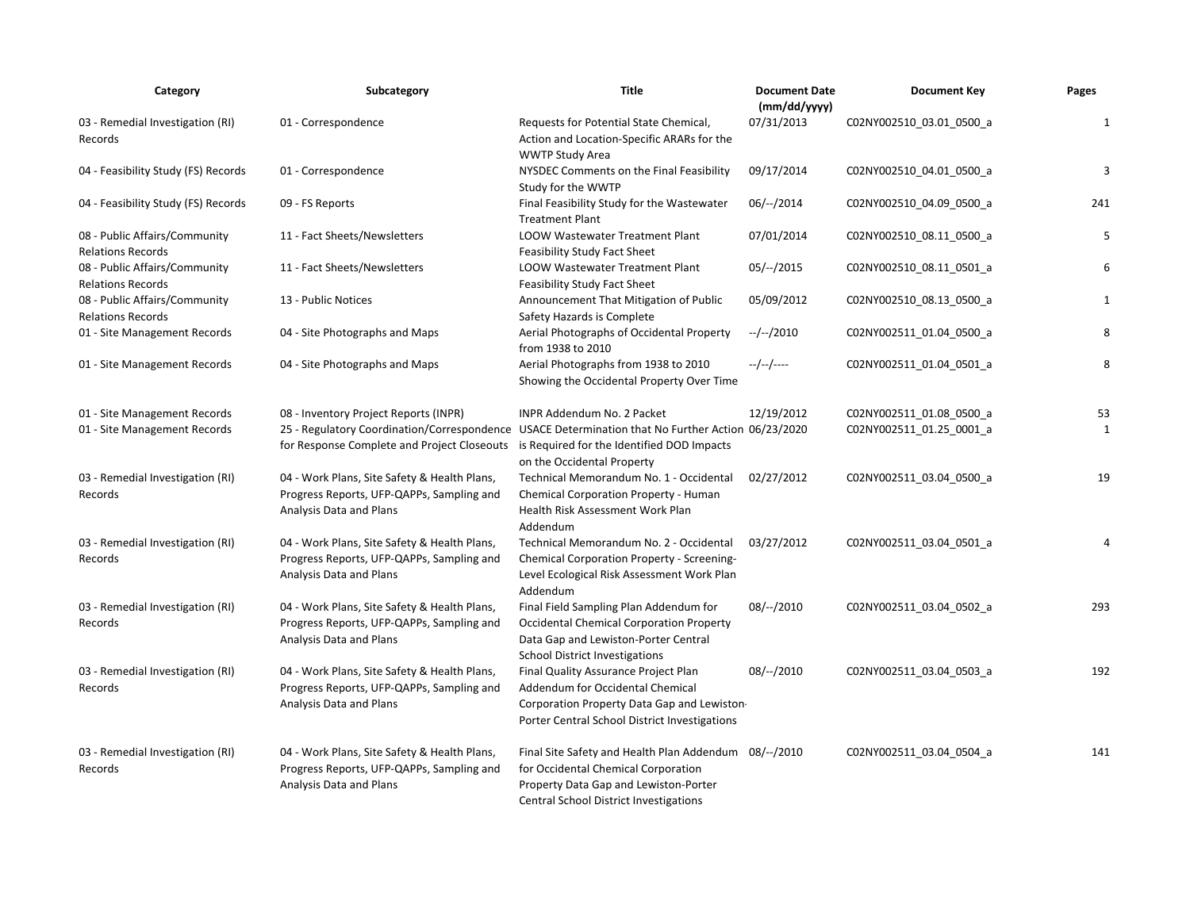| Category | Subcategory | Title | Document Date (mm/dd/yyyy) | Document Key | Pages |
|---|---|---|---|---|---|
| 03 - Remedial Investigation (RI) Records | 01 - Correspondence | Requests for Potential State Chemical, Action and Location-Specific ARARs for the WWTP Study Area | 07/31/2013 | C02NY002510_03.01_0500_a | 1 |
| 04 - Feasibility Study (FS) Records | 01 - Correspondence | NYSDEC Comments on the Final Feasibility Study for the WWTP | 09/17/2014 | C02NY002510_04.01_0500_a | 3 |
| 04 - Feasibility Study (FS) Records | 09 - FS Reports | Final Feasibility Study for the Wastewater Treatment Plant | 06/--/2014 | C02NY002510_04.09_0500_a | 241 |
| 08 - Public Affairs/Community Relations Records | 11 - Fact Sheets/Newsletters | LOOW Wastewater Treatment Plant Feasibility Study Fact Sheet | 07/01/2014 | C02NY002510_08.11_0500_a | 5 |
| 08 - Public Affairs/Community Relations Records | 11 - Fact Sheets/Newsletters | LOOW Wastewater Treatment Plant Feasibility Study Fact Sheet | 05/--/2015 | C02NY002510_08.11_0501_a | 6 |
| 08 - Public Affairs/Community Relations Records | 13 - Public Notices | Announcement That Mitigation of Public Safety Hazards is Complete | 05/09/2012 | C02NY002510_08.13_0500_a | 1 |
| 01 - Site Management Records | 04 - Site Photographs and Maps | Aerial Photographs of Occidental Property from 1938 to 2010 | --/--/2010 | C02NY002511_01.04_0500_a | 8 |
| 01 - Site Management Records | 04 - Site Photographs and Maps | Aerial Photographs from 1938 to 2010 Showing the Occidental Property Over Time | --/--/---- | C02NY002511_01.04_0501_a | 8 |
| 01 - Site Management Records | 08 - Inventory Project Reports (INPR) | INPR Addendum No. 2 Packet | 12/19/2012 | C02NY002511_01.08_0500_a | 53 |
| 01 - Site Management Records | 25 - Regulatory Coordination/Correspondence for Response Complete and Project Closeouts | USACE Determination that No Further Action is Required for the Identified DOD Impacts on the Occidental Property | 06/23/2020 | C02NY002511_01.25_0001_a | 1 |
| 03 - Remedial Investigation (RI) Records | 04 - Work Plans, Site Safety & Health Plans, Progress Reports, UFP-QAPPs, Sampling and Analysis Data and Plans | Technical Memorandum No. 1 - Occidental Chemical Corporation Property - Human Health Risk Assessment Work Plan Addendum | 02/27/2012 | C02NY002511_03.04_0500_a | 19 |
| 03 - Remedial Investigation (RI) Records | 04 - Work Plans, Site Safety & Health Plans, Progress Reports, UFP-QAPPs, Sampling and Analysis Data and Plans | Technical Memorandum No. 2 - Occidental Chemical Corporation Property - Screening-Level Ecological Risk Assessment Work Plan Addendum | 03/27/2012 | C02NY002511_03.04_0501_a | 4 |
| 03 - Remedial Investigation (RI) Records | 04 - Work Plans, Site Safety & Health Plans, Progress Reports, UFP-QAPPs, Sampling and Analysis Data and Plans | Final Field Sampling Plan Addendum for Occidental Chemical Corporation Property Data Gap and Lewiston-Porter Central School District Investigations | 08/--/2010 | C02NY002511_03.04_0502_a | 293 |
| 03 - Remedial Investigation (RI) Records | 04 - Work Plans, Site Safety & Health Plans, Progress Reports, UFP-QAPPs, Sampling and Analysis Data and Plans | Final Quality Assurance Project Plan Addendum for Occidental Chemical Corporation Property Data Gap and Lewiston-Porter Central School District Investigations | 08/--/2010 | C02NY002511_03.04_0503_a | 192 |
| 03 - Remedial Investigation (RI) Records | 04 - Work Plans, Site Safety & Health Plans, Progress Reports, UFP-QAPPs, Sampling and Analysis Data and Plans | Final Site Safety and Health Plan Addendum for Occidental Chemical Corporation Property Data Gap and Lewiston-Porter Central School District Investigations | 08/--/2010 | C02NY002511_03.04_0504_a | 141 |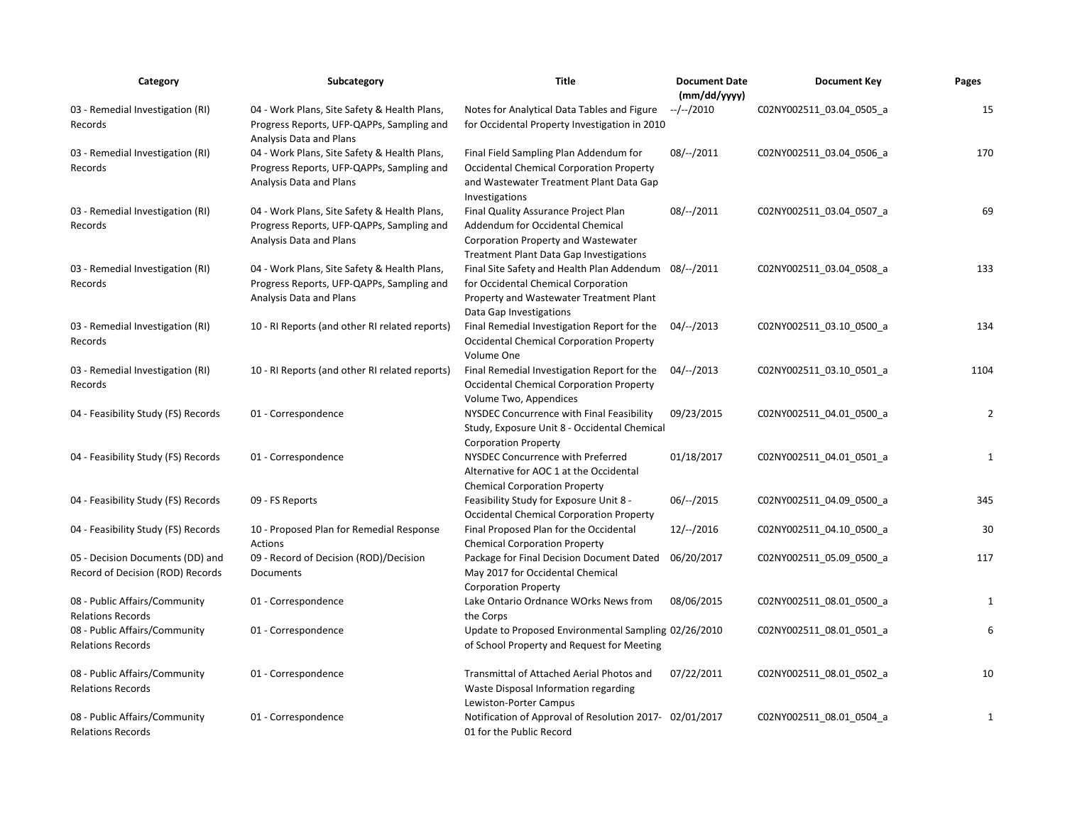| Category | Subcategory | Title | Document Date (mm/dd/yyyy) | Document Key | Pages |
|---|---|---|---|---|---|
| 03 - Remedial Investigation (RI) Records | 04 - Work Plans, Site Safety & Health Plans, Progress Reports, UFP-QAPPs, Sampling and Analysis Data and Plans | Notes for Analytical Data Tables and Figure for Occidental Property Investigation in 2010 | --/--/2010 | C02NY002511_03.04_0505_a | 15 |
| 03 - Remedial Investigation (RI) Records | 04 - Work Plans, Site Safety & Health Plans, Progress Reports, UFP-QAPPs, Sampling and Analysis Data and Plans | Final Field Sampling Plan Addendum for Occidental Chemical Corporation Property and Wastewater Treatment Plant Data Gap Investigations | 08/--/2011 | C02NY002511_03.04_0506_a | 170 |
| 03 - Remedial Investigation (RI) Records | 04 - Work Plans, Site Safety & Health Plans, Progress Reports, UFP-QAPPs, Sampling and Analysis Data and Plans | Final Quality Assurance Project Plan Addendum for Occidental Chemical Corporation Property and Wastewater Treatment Plant Data Gap Investigations | 08/--/2011 | C02NY002511_03.04_0507_a | 69 |
| 03 - Remedial Investigation (RI) Records | 04 - Work Plans, Site Safety & Health Plans, Progress Reports, UFP-QAPPs, Sampling and Analysis Data and Plans | Final Site Safety and Health Plan Addendum for Occidental Chemical Corporation Property and Wastewater Treatment Plant Data Gap Investigations | 08/--/2011 | C02NY002511_03.04_0508_a | 133 |
| 03 - Remedial Investigation (RI) Records | 10 - RI Reports (and other RI related reports) | Final Remedial Investigation Report for the Occidental Chemical Corporation Property Volume One | 04/--/2013 | C02NY002511_03.10_0500_a | 134 |
| 03 - Remedial Investigation (RI) Records | 10 - RI Reports (and other RI related reports) | Final Remedial Investigation Report for the Occidental Chemical Corporation Property Volume Two, Appendices | 04/--/2013 | C02NY002511_03.10_0501_a | 1104 |
| 04 - Feasibility Study (FS) Records | 01 - Correspondence | NYSDEC Concurrence with Final Feasibility Study, Exposure Unit 8 - Occidental Chemical Corporation Property | 09/23/2015 | C02NY002511_04.01_0500_a | 2 |
| 04 - Feasibility Study (FS) Records | 01 - Correspondence | NYSDEC Concurrence with Preferred Alternative for AOC 1 at the Occidental Chemical Corporation Property | 01/18/2017 | C02NY002511_04.01_0501_a | 1 |
| 04 - Feasibility Study (FS) Records | 09 - FS Reports | Feasibility Study for Exposure Unit 8 - Occidental Chemical Corporation Property | 06/--/2015 | C02NY002511_04.09_0500_a | 345 |
| 04 - Feasibility Study (FS) Records | 10 - Proposed Plan for Remedial Response Actions | Final Proposed Plan for the Occidental Chemical Corporation Property | 12/--/2016 | C02NY002511_04.10_0500_a | 30 |
| 05 - Decision Documents (DD) and Record of Decision (ROD) Records | 09 - Record of Decision (ROD)/Decision Documents | Package for Final Decision Document Dated May 2017 for Occidental Chemical Corporation Property | 06/20/2017 | C02NY002511_05.09_0500_a | 117 |
| 08 - Public Affairs/Community Relations Records | 01 - Correspondence | Lake Ontario Ordnance WOrks News from the Corps | 08/06/2015 | C02NY002511_08.01_0500_a | 1 |
| 08 - Public Affairs/Community Relations Records | 01 - Correspondence | Update to Proposed Environmental Sampling of School Property and Request for Meeting | 02/26/2010 | C02NY002511_08.01_0501_a | 6 |
| 08 - Public Affairs/Community Relations Records | 01 - Correspondence | Transmittal of Attached Aerial Photos and Waste Disposal Information regarding Lewiston-Porter Campus | 07/22/2011 | C02NY002511_08.01_0502_a | 10 |
| 08 - Public Affairs/Community Relations Records | 01 - Correspondence | Notification of Approval of Resolution 2017-01 for the Public Record | 02/01/2017 | C02NY002511_08.01_0504_a | 1 |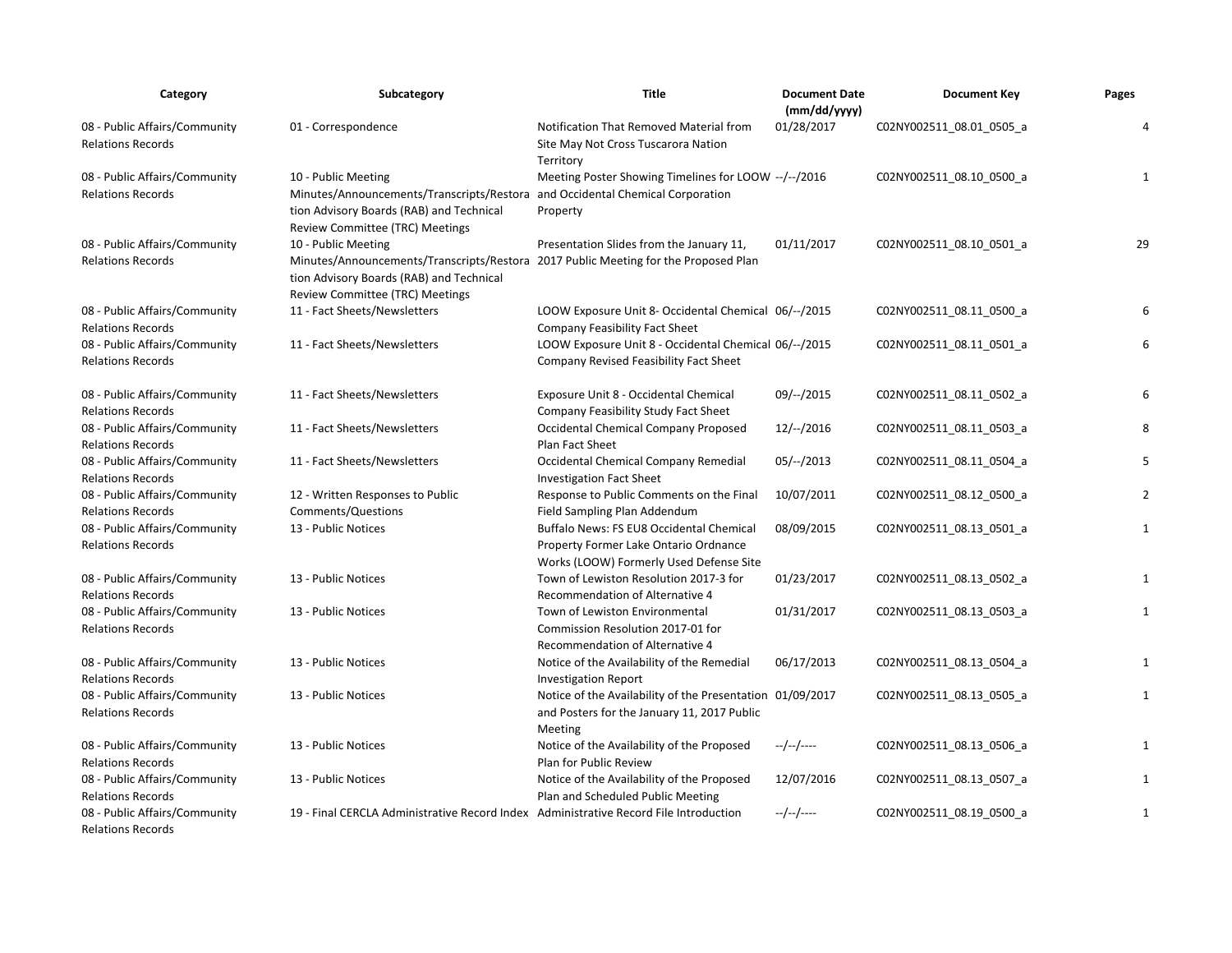| Category | Subcategory | Title | Document Date (mm/dd/yyyy) | Document Key | Pages |
|---|---|---|---|---|---|
| 08 - Public Affairs/Community Relations Records | 01 - Correspondence | Notification That Removed Material from Site May Not Cross Tuscarora Nation Territory | 01/28/2017 | C02NY002511_08.01_0505_a | 4 |
| 08 - Public Affairs/Community Relations Records | 10 - Public Meeting Minutes/Announcements/Transcripts/Restoration Advisory Boards (RAB) and Technical Review Committee (TRC) Meetings | Meeting Poster Showing Timelines for LOOW and Occidental Chemical Corporation Property | --/--/2016 | C02NY002511_08.10_0500_a | 1 |
| 08 - Public Affairs/Community Relations Records | 10 - Public Meeting Minutes/Announcements/Transcripts/Restoration Advisory Boards (RAB) and Technical Review Committee (TRC) Meetings | Presentation Slides from the January 11, 2017 Public Meeting for the Proposed Plan | 01/11/2017 | C02NY002511_08.10_0501_a | 29 |
| 08 - Public Affairs/Community Relations Records | 11 - Fact Sheets/Newsletters | LOOW Exposure Unit 8- Occidental Chemical Company Feasibility Fact Sheet | 06/--/2015 | C02NY002511_08.11_0500_a | 6 |
| 08 - Public Affairs/Community Relations Records | 11 - Fact Sheets/Newsletters | LOOW Exposure Unit 8 - Occidental Chemical Company Revised Feasibility Fact Sheet | 06/--/2015 | C02NY002511_08.11_0501_a | 6 |
| 08 - Public Affairs/Community Relations Records | 11 - Fact Sheets/Newsletters | Exposure Unit 8 - Occidental Chemical Company Feasibility Study Fact Sheet | 09/--/2015 | C02NY002511_08.11_0502_a | 6 |
| 08 - Public Affairs/Community Relations Records | 11 - Fact Sheets/Newsletters | Occidental Chemical Company Proposed Plan Fact Sheet | 12/--/2016 | C02NY002511_08.11_0503_a | 8 |
| 08 - Public Affairs/Community Relations Records | 11 - Fact Sheets/Newsletters | Occidental Chemical Company Remedial Investigation Fact Sheet | 05/--/2013 | C02NY002511_08.11_0504_a | 5 |
| 08 - Public Affairs/Community Relations Records | 12 - Written Responses to Public Comments/Questions | Response to Public Comments on the Final Field Sampling Plan Addendum | 10/07/2011 | C02NY002511_08.12_0500_a | 2 |
| 08 - Public Affairs/Community Relations Records | 13 - Public Notices | Buffalo News: FS EU8 Occidental Chemical Property Former Lake Ontario Ordnance Works (LOOW) Formerly Used Defense Site | 08/09/2015 | C02NY002511_08.13_0501_a | 1 |
| 08 - Public Affairs/Community Relations Records | 13 - Public Notices | Town of Lewiston Resolution 2017-3 for Recommendation of Alternative 4 | 01/23/2017 | C02NY002511_08.13_0502_a | 1 |
| 08 - Public Affairs/Community Relations Records | 13 - Public Notices | Town of Lewiston Environmental Commission Resolution 2017-01 for Recommendation of Alternative 4 | 01/31/2017 | C02NY002511_08.13_0503_a | 1 |
| 08 - Public Affairs/Community Relations Records | 13 - Public Notices | Notice of the Availability of the Remedial Investigation Report | 06/17/2013 | C02NY002511_08.13_0504_a | 1 |
| 08 - Public Affairs/Community Relations Records | 13 - Public Notices | Notice of the Availability of the Presentation and Posters for the January 11, 2017 Public Meeting | 01/09/2017 | C02NY002511_08.13_0505_a | 1 |
| 08 - Public Affairs/Community Relations Records | 13 - Public Notices | Notice of the Availability of the Proposed Plan for Public Review | --/--/---- | C02NY002511_08.13_0506_a | 1 |
| 08 - Public Affairs/Community Relations Records | 13 - Public Notices | Notice of the Availability of the Proposed Plan and Scheduled Public Meeting | 12/07/2016 | C02NY002511_08.13_0507_a | 1 |
| 08 - Public Affairs/Community Relations Records | 19 - Final CERCLA Administrative Record Index | Administrative Record File Introduction | --/--/---- | C02NY002511_08.19_0500_a | 1 |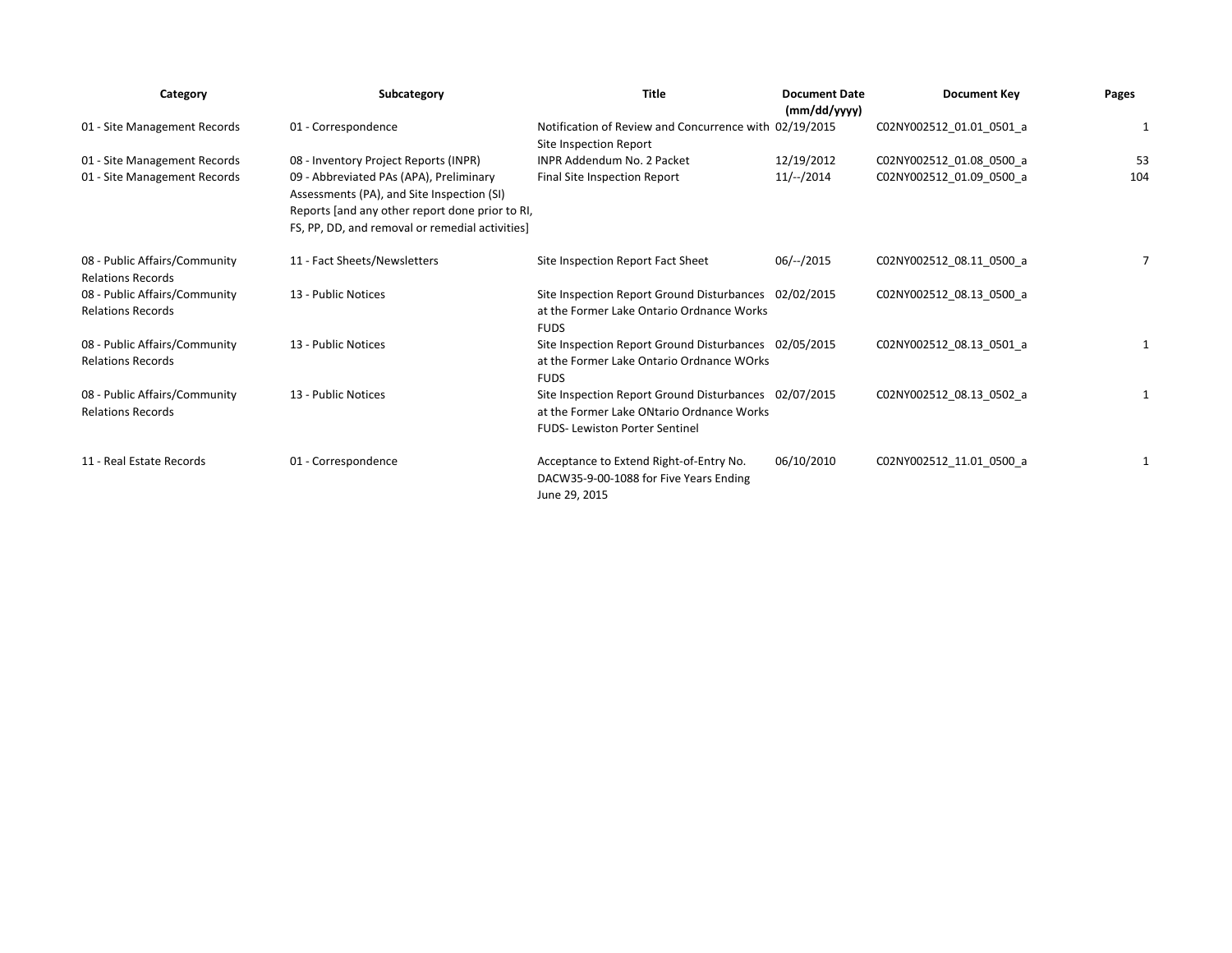| Category | Subcategory | Title | Document Date (mm/dd/yyyy) | Document Key | Pages |
|---|---|---|---|---|---|
| 01 - Site Management Records | 01 - Correspondence | Notification of Review and Concurrence with Site Inspection Report | 02/19/2015 | C02NY002512_01.01_0501_a | 1 |
| 01 - Site Management Records | 08 - Inventory Project Reports (INPR) | INPR Addendum No. 2 Packet | 12/19/2012 | C02NY002512_01.08_0500_a | 53 |
| 01 - Site Management Records | 09 - Abbreviated PAs (APA), Preliminary Assessments (PA), and Site Inspection (SI) Reports [and any other report done prior to RI, FS, PP, DD, and removal or remedial activities] | Final Site Inspection Report | 11/--/2014 | C02NY002512_01.09_0500_a | 104 |
| 08 - Public Affairs/Community Relations Records | 11 - Fact Sheets/Newsletters | Site Inspection Report Fact Sheet | 06/--/2015 | C02NY002512_08.11_0500_a | 7 |
| 08 - Public Affairs/Community Relations Records | 13 - Public Notices | Site Inspection Report Ground Disturbances at the Former Lake Ontario Ordnance Works FUDS | 02/02/2015 | C02NY002512_08.13_0500_a | |
| 08 - Public Affairs/Community Relations Records | 13 - Public Notices | Site Inspection Report Ground Disturbances at the Former Lake Ontario Ordnance WOrks FUDS | 02/05/2015 | C02NY002512_08.13_0501_a | 1 |
| 08 - Public Affairs/Community Relations Records | 13 - Public Notices | Site Inspection Report Ground Disturbances at the Former Lake ONtario Ordnance Works FUDS- Lewiston Porter Sentinel | 02/07/2015 | C02NY002512_08.13_0502_a | 1 |
| 11 - Real Estate Records | 01 - Correspondence | Acceptance to Extend Right-of-Entry No. DACW35-9-00-1088 for Five Years Ending June 29, 2015 | 06/10/2010 | C02NY002512_11.01_0500_a | 1 |